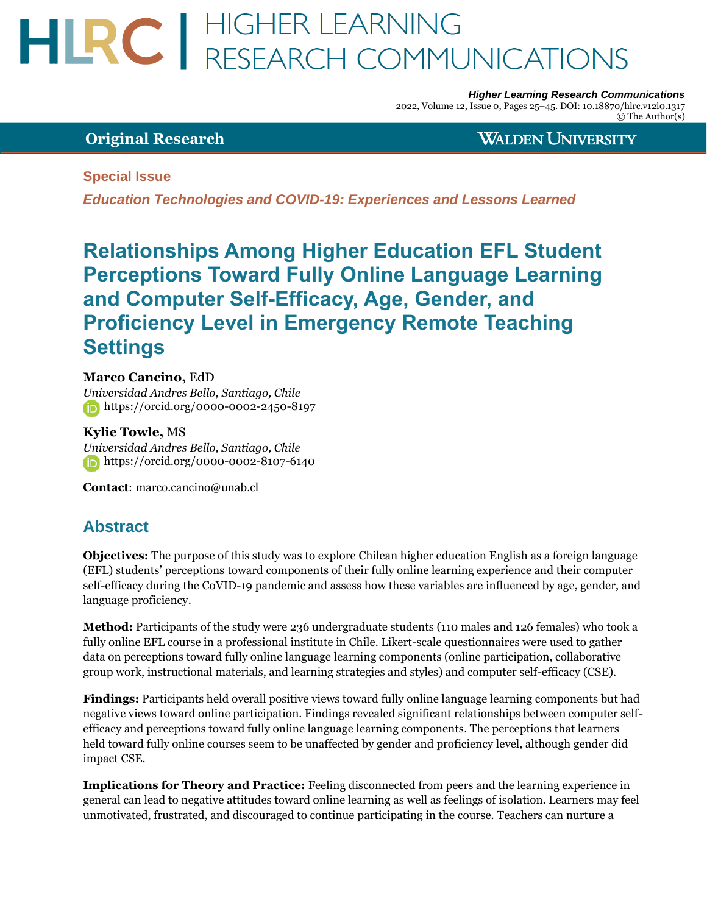# Relationships Among Higher Education EFL Student Perceptions Toward Fully Online Language Learning and Computer Self-Efficacy, Age, Gender, and Proficiency Level in Emergency Remote Teaching Settings

**Special Issue**

***Education Technologies and COVID-19: Experiences and Lessons Learned***

**Marco Cancino**, EdD
*Universidad Andres Bello, Santiago, Chile*
https://orcid.org/0000-0002-2450-8197

**Kylie Towle,** MS
*Universidad Andres Bello, Santiago, Chile*
https://orcid.org/0000-0002-8107-6140

**Contact**: marco.cancino@unab.cl

## Abstract

**Objectives:** The purpose of this study was to explore Chilean higher education English as a foreign language (EFL) students' perceptions toward components of their fully online learning experience and their computer self-efficacy during the CoVID-19 pandemic and assess how these variables are influenced by age, gender, and language proficiency.

**Method:** Participants of the study were 236 undergraduate students (110 males and 126 females) who took a fully online EFL course in a professional institute in Chile. Likert-scale questionnaires were used to gather data on perceptions toward fully online language learning components (online participation, collaborative group work, instructional materials, and learning strategies and styles) and computer self-efficacy (CSE).

**Findings:** Participants held overall positive views toward fully online language learning components but had negative views toward online participation. Findings revealed significant relationships between computer self-efficacy and perceptions toward fully online language learning components. The perceptions that learners held toward fully online courses seem to be unaffected by gender and proficiency level, although gender did impact CSE.

**Implications for Theory and Practice:** Feeling disconnected from peers and the learning experience in general can lead to negative attitudes toward online learning as well as feelings of isolation. Learners may feel unmotivated, frustrated, and discouraged to continue participating in the course. Teachers can nurture a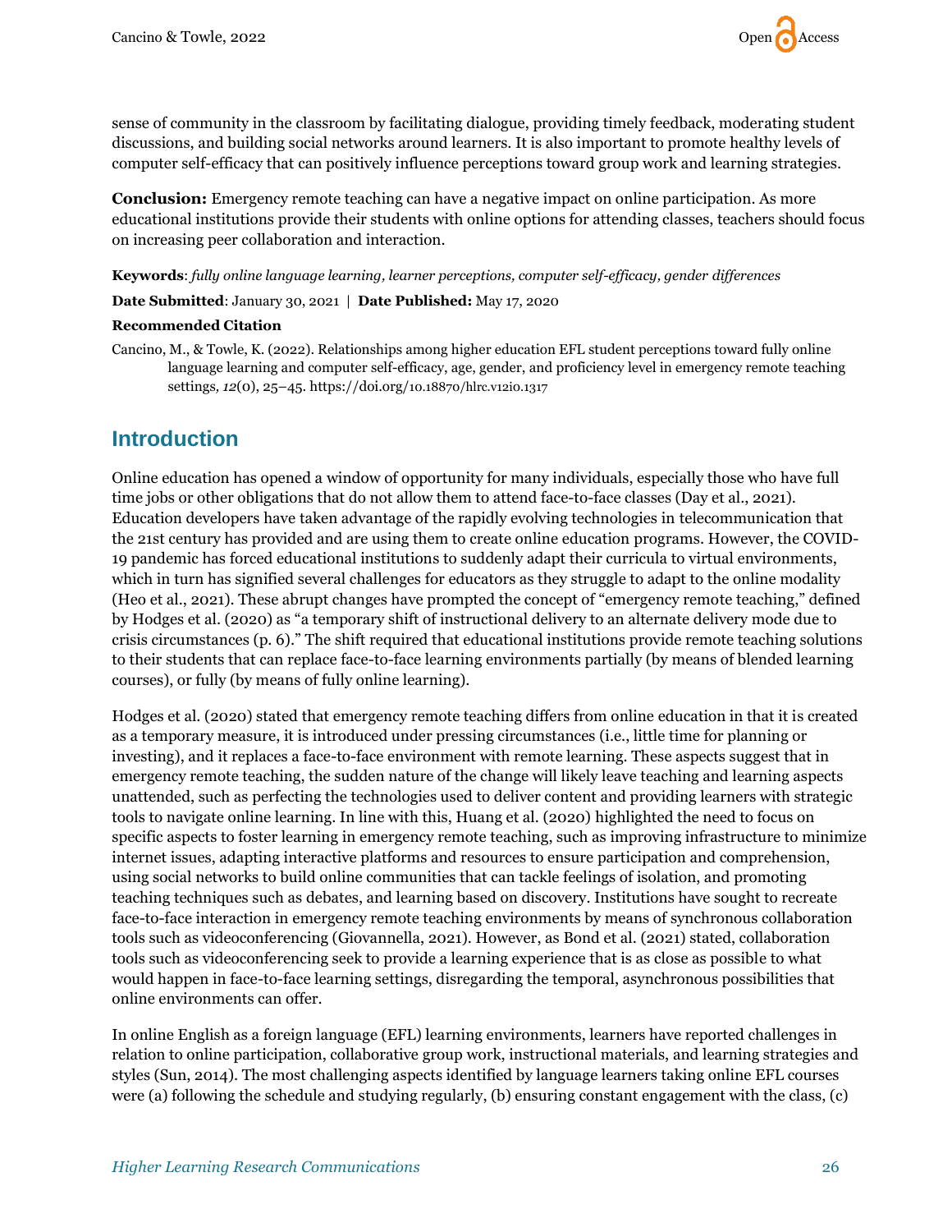sense of community in the classroom by facilitating dialogue, providing timely feedback, moderating student discussions, and building social networks around learners. It is also important to promote healthy levels of computer self-efficacy that can positively influence perceptions toward group work and learning strategies.

**Conclusion:** Emergency remote teaching can have a negative impact on online participation. As more educational institutions provide their students with online options for attending classes, teachers should focus on increasing peer collaboration and interaction.

**Keywords**: *fully online language learning, learner perceptions, computer self-efficacy, gender differences*

**Date Submitted**: January 30, 2021 | **Date Published:** May 17, 2020

**Recommended Citation**

Cancino, M., & Towle, K. (2022). Relationships among higher education EFL student perceptions toward fully online language learning and computer self-efficacy, age, gender, and proficiency level in emergency remote teaching settings, *12*(0), 25–45. https://doi.org/10.18870/hlrc.v12i0.1317

## Introduction

Online education has opened a window of opportunity for many individuals, especially those who have full time jobs or other obligations that do not allow them to attend face-to-face classes (Day et al., 2021). Education developers have taken advantage of the rapidly evolving technologies in telecommunication that the 21st century has provided and are using them to create online education programs. However, the COVID-19 pandemic has forced educational institutions to suddenly adapt their curricula to virtual environments, which in turn has signified several challenges for educators as they struggle to adapt to the online modality (Heo et al., 2021). These abrupt changes have prompted the concept of "emergency remote teaching," defined by Hodges et al. (2020) as "a temporary shift of instructional delivery to an alternate delivery mode due to crisis circumstances (p. 6)." The shift required that educational institutions provide remote teaching solutions to their students that can replace face-to-face learning environments partially (by means of blended learning courses), or fully (by means of fully online learning).

Hodges et al. (2020) stated that emergency remote teaching differs from online education in that it is created as a temporary measure, it is introduced under pressing circumstances (i.e., little time for planning or investing), and it replaces a face-to-face environment with remote learning. These aspects suggest that in emergency remote teaching, the sudden nature of the change will likely leave teaching and learning aspects unattended, such as perfecting the technologies used to deliver content and providing learners with strategic tools to navigate online learning. In line with this, Huang et al. (2020) highlighted the need to focus on specific aspects to foster learning in emergency remote teaching, such as improving infrastructure to minimize internet issues, adapting interactive platforms and resources to ensure participation and comprehension, using social networks to build online communities that can tackle feelings of isolation, and promoting teaching techniques such as debates, and learning based on discovery. Institutions have sought to recreate face-to-face interaction in emergency remote teaching environments by means of synchronous collaboration tools such as videoconferencing (Giovannella, 2021). However, as Bond et al. (2021) stated, collaboration tools such as videoconferencing seek to provide a learning experience that is as close as possible to what would happen in face-to-face learning settings, disregarding the temporal, asynchronous possibilities that online environments can offer.

In online English as a foreign language (EFL) learning environments, learners have reported challenges in relation to online participation, collaborative group work, instructional materials, and learning strategies and styles (Sun, 2014). The most challenging aspects identified by language learners taking online EFL courses were (a) following the schedule and studying regularly, (b) ensuring constant engagement with the class, (c)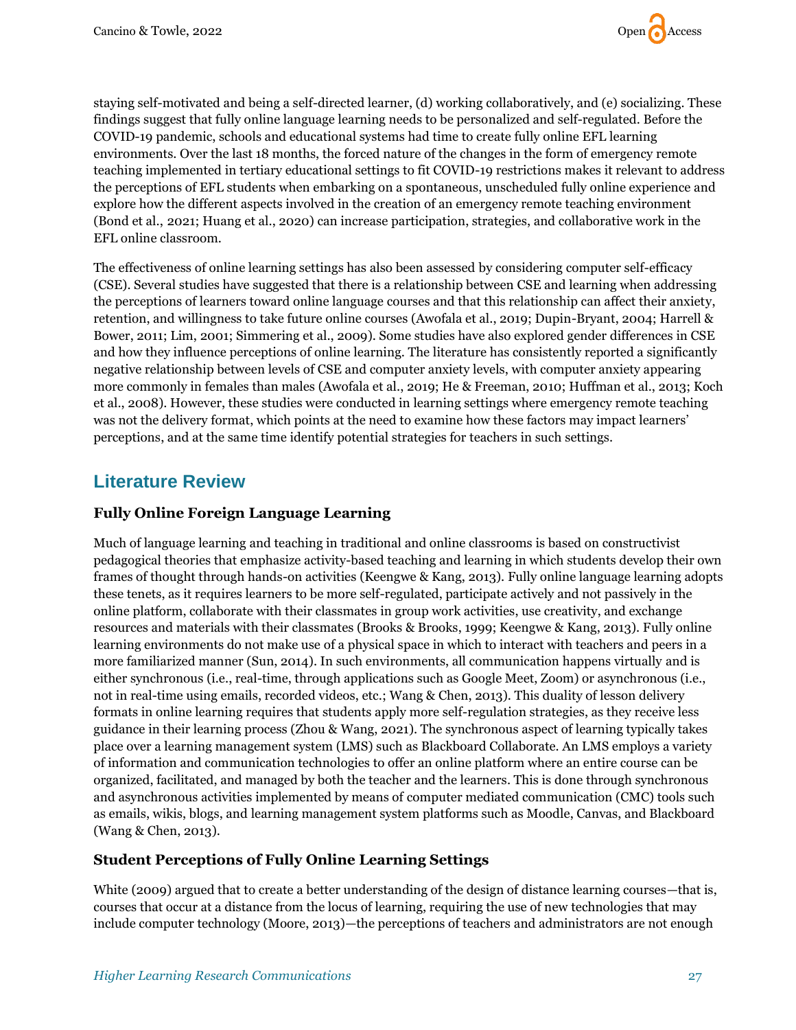staying self-motivated and being a self-directed learner, (d) working collaboratively, and (e) socializing. These findings suggest that fully online language learning needs to be personalized and self-regulated. Before the COVID-19 pandemic, schools and educational systems had time to create fully online EFL learning environments. Over the last 18 months, the forced nature of the changes in the form of emergency remote teaching implemented in tertiary educational settings to fit COVID-19 restrictions makes it relevant to address the perceptions of EFL students when embarking on a spontaneous, unscheduled fully online experience and explore how the different aspects involved in the creation of an emergency remote teaching environment (Bond et al., 2021; Huang et al., 2020) can increase participation, strategies, and collaborative work in the EFL online classroom.

The effectiveness of online learning settings has also been assessed by considering computer self-efficacy (CSE). Several studies have suggested that there is a relationship between CSE and learning when addressing the perceptions of learners toward online language courses and that this relationship can affect their anxiety, retention, and willingness to take future online courses (Awofala et al., 2019; Dupin-Bryant, 2004; Harrell & Bower, 2011; Lim, 2001; Simmering et al., 2009). Some studies have also explored gender differences in CSE and how they influence perceptions of online learning. The literature has consistently reported a significantly negative relationship between levels of CSE and computer anxiety levels, with computer anxiety appearing more commonly in females than males (Awofala et al., 2019; He & Freeman, 2010; Huffman et al., 2013; Koch et al., 2008). However, these studies were conducted in learning settings where emergency remote teaching was not the delivery format, which points at the need to examine how these factors may impact learners' perceptions, and at the same time identify potential strategies for teachers in such settings.

## Literature Review

### Fully Online Foreign Language Learning

Much of language learning and teaching in traditional and online classrooms is based on constructivist pedagogical theories that emphasize activity-based teaching and learning in which students develop their own frames of thought through hands-on activities (Keengwe & Kang, 2013). Fully online language learning adopts these tenets, as it requires learners to be more self-regulated, participate actively and not passively in the online platform, collaborate with their classmates in group work activities, use creativity, and exchange resources and materials with their classmates (Brooks & Brooks, 1999; Keengwe & Kang, 2013). Fully online learning environments do not make use of a physical space in which to interact with teachers and peers in a more familiarized manner (Sun, 2014). In such environments, all communication happens virtually and is either synchronous (i.e., real-time, through applications such as Google Meet, Zoom) or asynchronous (i.e., not in real-time using emails, recorded videos, etc.; Wang & Chen, 2013). This duality of lesson delivery formats in online learning requires that students apply more self-regulation strategies, as they receive less guidance in their learning process (Zhou & Wang, 2021). The synchronous aspect of learning typically takes place over a learning management system (LMS) such as Blackboard Collaborate. An LMS employs a variety of information and communication technologies to offer an online platform where an entire course can be organized, facilitated, and managed by both the teacher and the learners. This is done through synchronous and asynchronous activities implemented by means of computer mediated communication (CMC) tools such as emails, wikis, blogs, and learning management system platforms such as Moodle, Canvas, and Blackboard (Wang & Chen, 2013).

### Student Perceptions of Fully Online Learning Settings

White (2009) argued that to create a better understanding of the design of distance learning courses—that is, courses that occur at a distance from the locus of learning, requiring the use of new technologies that may include computer technology (Moore, 2013)—the perceptions of teachers and administrators are not enough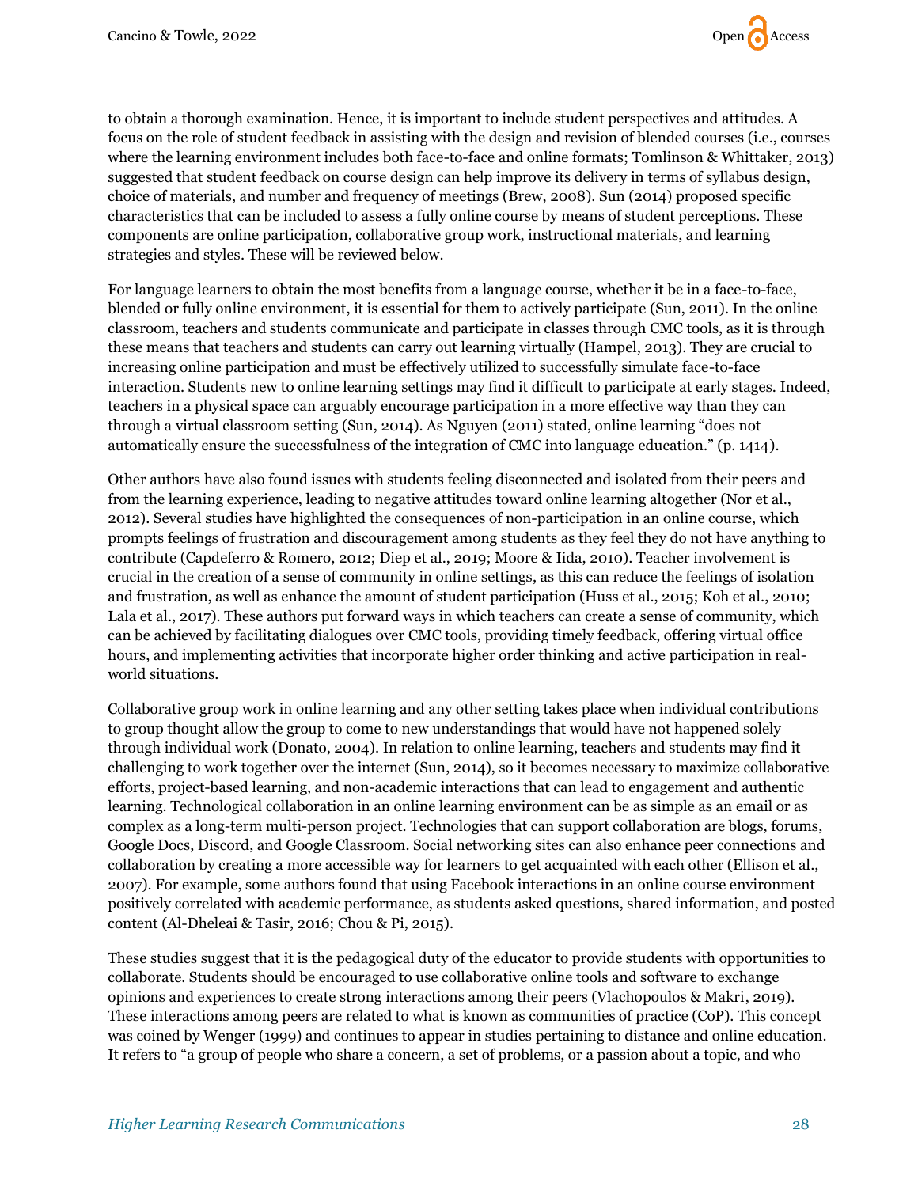to obtain a thorough examination. Hence, it is important to include student perspectives and attitudes. A focus on the role of student feedback in assisting with the design and revision of blended courses (i.e., courses where the learning environment includes both face-to-face and online formats; Tomlinson & Whittaker, 2013) suggested that student feedback on course design can help improve its delivery in terms of syllabus design, choice of materials, and number and frequency of meetings (Brew, 2008). Sun (2014) proposed specific characteristics that can be included to assess a fully online course by means of student perceptions. These components are online participation, collaborative group work, instructional materials, and learning strategies and styles. These will be reviewed below.

For language learners to obtain the most benefits from a language course, whether it be in a face-to-face, blended or fully online environment, it is essential for them to actively participate (Sun, 2011). In the online classroom, teachers and students communicate and participate in classes through CMC tools, as it is through these means that teachers and students can carry out learning virtually (Hampel, 2013). They are crucial to increasing online participation and must be effectively utilized to successfully simulate face-to-face interaction. Students new to online learning settings may find it difficult to participate at early stages. Indeed, teachers in a physical space can arguably encourage participation in a more effective way than they can through a virtual classroom setting (Sun, 2014). As Nguyen (2011) stated, online learning "does not automatically ensure the successfulness of the integration of CMC into language education." (p. 1414).

Other authors have also found issues with students feeling disconnected and isolated from their peers and from the learning experience, leading to negative attitudes toward online learning altogether (Nor et al., 2012). Several studies have highlighted the consequences of non-participation in an online course, which prompts feelings of frustration and discouragement among students as they feel they do not have anything to contribute (Capdeferro & Romero, 2012; Diep et al., 2019; Moore & Iida, 2010). Teacher involvement is crucial in the creation of a sense of community in online settings, as this can reduce the feelings of isolation and frustration, as well as enhance the amount of student participation (Huss et al., 2015; Koh et al., 2010; Lala et al., 2017). These authors put forward ways in which teachers can create a sense of community, which can be achieved by facilitating dialogues over CMC tools, providing timely feedback, offering virtual office hours, and implementing activities that incorporate higher order thinking and active participation in real-world situations.

Collaborative group work in online learning and any other setting takes place when individual contributions to group thought allow the group to come to new understandings that would have not happened solely through individual work (Donato, 2004). In relation to online learning, teachers and students may find it challenging to work together over the internet (Sun, 2014), so it becomes necessary to maximize collaborative efforts, project-based learning, and non-academic interactions that can lead to engagement and authentic learning. Technological collaboration in an online learning environment can be as simple as an email or as complex as a long-term multi-person project. Technologies that can support collaboration are blogs, forums, Google Docs, Discord, and Google Classroom. Social networking sites can also enhance peer connections and collaboration by creating a more accessible way for learners to get acquainted with each other (Ellison et al., 2007). For example, some authors found that using Facebook interactions in an online course environment positively correlated with academic performance, as students asked questions, shared information, and posted content (Al-Dheleai & Tasir, 2016; Chou & Pi, 2015).

These studies suggest that it is the pedagogical duty of the educator to provide students with opportunities to collaborate. Students should be encouraged to use collaborative online tools and software to exchange opinions and experiences to create strong interactions among their peers (Vlachopoulos & Makri, 2019). These interactions among peers are related to what is known as communities of practice (CoP). This concept was coined by Wenger (1999) and continues to appear in studies pertaining to distance and online education. It refers to "a group of people who share a concern, a set of problems, or a passion about a topic, and who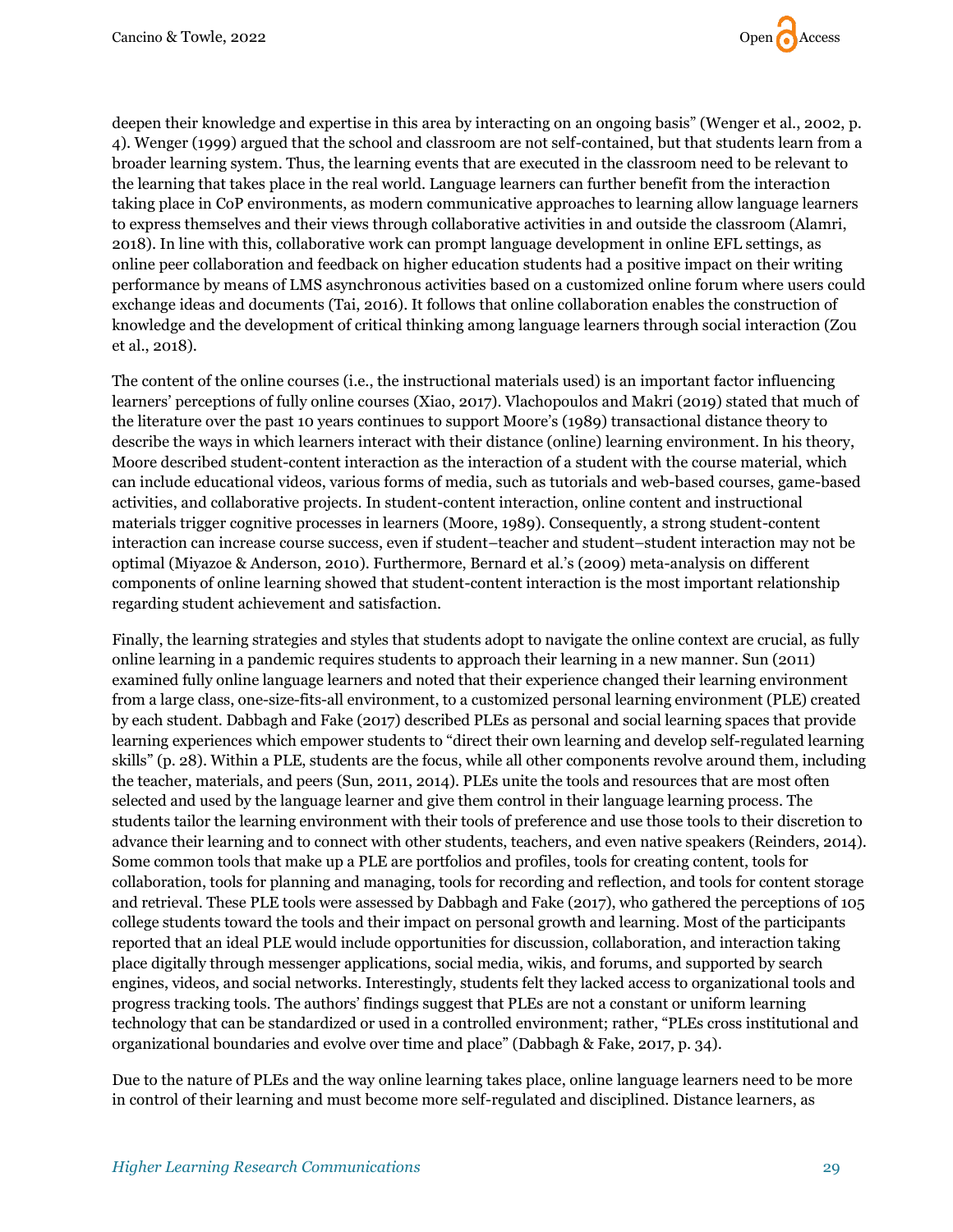deepen their knowledge and expertise in this area by interacting on an ongoing basis" (Wenger et al., 2002, p. 4). Wenger (1999) argued that the school and classroom are not self-contained, but that students learn from a broader learning system. Thus, the learning events that are executed in the classroom need to be relevant to the learning that takes place in the real world. Language learners can further benefit from the interaction taking place in CoP environments, as modern communicative approaches to learning allow language learners to express themselves and their views through collaborative activities in and outside the classroom (Alamri, 2018). In line with this, collaborative work can prompt language development in online EFL settings, as online peer collaboration and feedback on higher education students had a positive impact on their writing performance by means of LMS asynchronous activities based on a customized online forum where users could exchange ideas and documents (Tai, 2016). It follows that online collaboration enables the construction of knowledge and the development of critical thinking among language learners through social interaction (Zou et al., 2018).

The content of the online courses (i.e., the instructional materials used) is an important factor influencing learners' perceptions of fully online courses (Xiao, 2017). Vlachopoulos and Makri (2019) stated that much of the literature over the past 10 years continues to support Moore's (1989) transactional distance theory to describe the ways in which learners interact with their distance (online) learning environment. In his theory, Moore described student-content interaction as the interaction of a student with the course material, which can include educational videos, various forms of media, such as tutorials and web-based courses, game-based activities, and collaborative projects. In student-content interaction, online content and instructional materials trigger cognitive processes in learners (Moore, 1989). Consequently, a strong student-content interaction can increase course success, even if student–teacher and student–student interaction may not be optimal (Miyazoe & Anderson, 2010). Furthermore, Bernard et al.'s (2009) meta-analysis on different components of online learning showed that student-content interaction is the most important relationship regarding student achievement and satisfaction.

Finally, the learning strategies and styles that students adopt to navigate the online context are crucial, as fully online learning in a pandemic requires students to approach their learning in a new manner. Sun (2011) examined fully online language learners and noted that their experience changed their learning environment from a large class, one-size-fits-all environment, to a customized personal learning environment (PLE) created by each student. Dabbagh and Fake (2017) described PLEs as personal and social learning spaces that provide learning experiences which empower students to "direct their own learning and develop self-regulated learning skills" (p. 28). Within a PLE, students are the focus, while all other components revolve around them, including the teacher, materials, and peers (Sun, 2011, 2014). PLEs unite the tools and resources that are most often selected and used by the language learner and give them control in their language learning process. The students tailor the learning environment with their tools of preference and use those tools to their discretion to advance their learning and to connect with other students, teachers, and even native speakers (Reinders, 2014). Some common tools that make up a PLE are portfolios and profiles, tools for creating content, tools for collaboration, tools for planning and managing, tools for recording and reflection, and tools for content storage and retrieval. These PLE tools were assessed by Dabbagh and Fake (2017), who gathered the perceptions of 105 college students toward the tools and their impact on personal growth and learning. Most of the participants reported that an ideal PLE would include opportunities for discussion, collaboration, and interaction taking place digitally through messenger applications, social media, wikis, and forums, and supported by search engines, videos, and social networks. Interestingly, students felt they lacked access to organizational tools and progress tracking tools. The authors' findings suggest that PLEs are not a constant or uniform learning technology that can be standardized or used in a controlled environment; rather, "PLEs cross institutional and organizational boundaries and evolve over time and place" (Dabbagh & Fake, 2017, p. 34).

Due to the nature of PLEs and the way online learning takes place, online language learners need to be more in control of their learning and must become more self-regulated and disciplined. Distance learners, as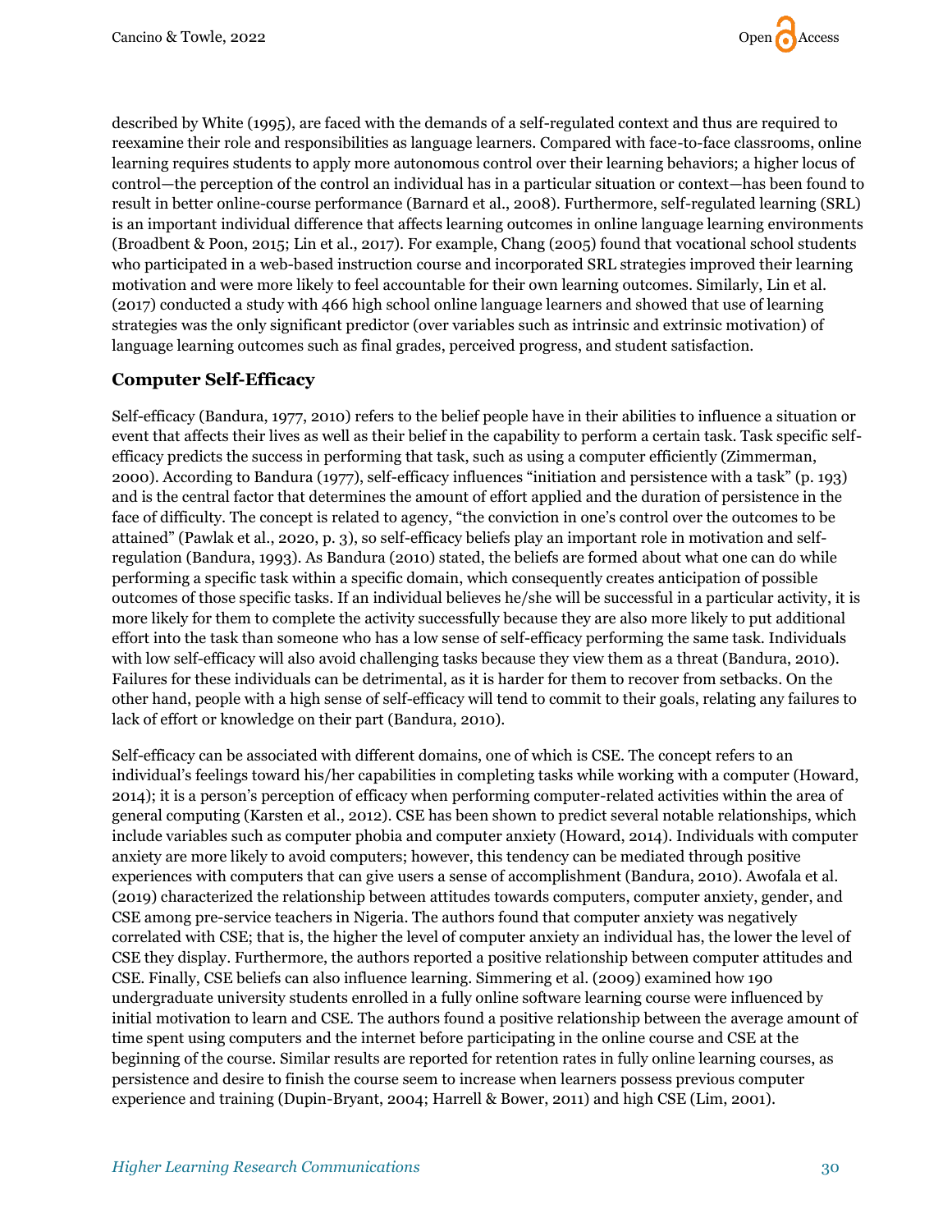described by White (1995), are faced with the demands of a self-regulated context and thus are required to reexamine their role and responsibilities as language learners. Compared with face-to-face classrooms, online learning requires students to apply more autonomous control over their learning behaviors; a higher locus of control—the perception of the control an individual has in a particular situation or context—has been found to result in better online-course performance (Barnard et al., 2008). Furthermore, self-regulated learning (SRL) is an important individual difference that affects learning outcomes in online language learning environments (Broadbent & Poon, 2015; Lin et al., 2017). For example, Chang (2005) found that vocational school students who participated in a web-based instruction course and incorporated SRL strategies improved their learning motivation and were more likely to feel accountable for their own learning outcomes. Similarly, Lin et al. (2017) conducted a study with 466 high school online language learners and showed that use of learning strategies was the only significant predictor (over variables such as intrinsic and extrinsic motivation) of language learning outcomes such as final grades, perceived progress, and student satisfaction.

### Computer Self-Efficacy

Self-efficacy (Bandura, 1977, 2010) refers to the belief people have in their abilities to influence a situation or event that affects their lives as well as their belief in the capability to perform a certain task. Task specific self-efficacy predicts the success in performing that task, such as using a computer efficiently (Zimmerman, 2000). According to Bandura (1977), self-efficacy influences "initiation and persistence with a task" (p. 193) and is the central factor that determines the amount of effort applied and the duration of persistence in the face of difficulty. The concept is related to agency, "the conviction in one's control over the outcomes to be attained" (Pawlak et al., 2020, p. 3), so self-efficacy beliefs play an important role in motivation and self-regulation (Bandura, 1993). As Bandura (2010) stated, the beliefs are formed about what one can do while performing a specific task within a specific domain, which consequently creates anticipation of possible outcomes of those specific tasks. If an individual believes he/she will be successful in a particular activity, it is more likely for them to complete the activity successfully because they are also more likely to put additional effort into the task than someone who has a low sense of self-efficacy performing the same task. Individuals with low self-efficacy will also avoid challenging tasks because they view them as a threat (Bandura, 2010). Failures for these individuals can be detrimental, as it is harder for them to recover from setbacks. On the other hand, people with a high sense of self-efficacy will tend to commit to their goals, relating any failures to lack of effort or knowledge on their part (Bandura, 2010).

Self-efficacy can be associated with different domains, one of which is CSE. The concept refers to an individual's feelings toward his/her capabilities in completing tasks while working with a computer (Howard, 2014); it is a person's perception of efficacy when performing computer-related activities within the area of general computing (Karsten et al., 2012). CSE has been shown to predict several notable relationships, which include variables such as computer phobia and computer anxiety (Howard, 2014). Individuals with computer anxiety are more likely to avoid computers; however, this tendency can be mediated through positive experiences with computers that can give users a sense of accomplishment (Bandura, 2010). Awofala et al. (2019) characterized the relationship between attitudes towards computers, computer anxiety, gender, and CSE among pre-service teachers in Nigeria. The authors found that computer anxiety was negatively correlated with CSE; that is, the higher the level of computer anxiety an individual has, the lower the level of CSE they display. Furthermore, the authors reported a positive relationship between computer attitudes and CSE. Finally, CSE beliefs can also influence learning. Simmering et al. (2009) examined how 190 undergraduate university students enrolled in a fully online software learning course were influenced by initial motivation to learn and CSE. The authors found a positive relationship between the average amount of time spent using computers and the internet before participating in the online course and CSE at the beginning of the course. Similar results are reported for retention rates in fully online learning courses, as persistence and desire to finish the course seem to increase when learners possess previous computer experience and training (Dupin-Bryant, 2004; Harrell & Bower, 2011) and high CSE (Lim, 2001).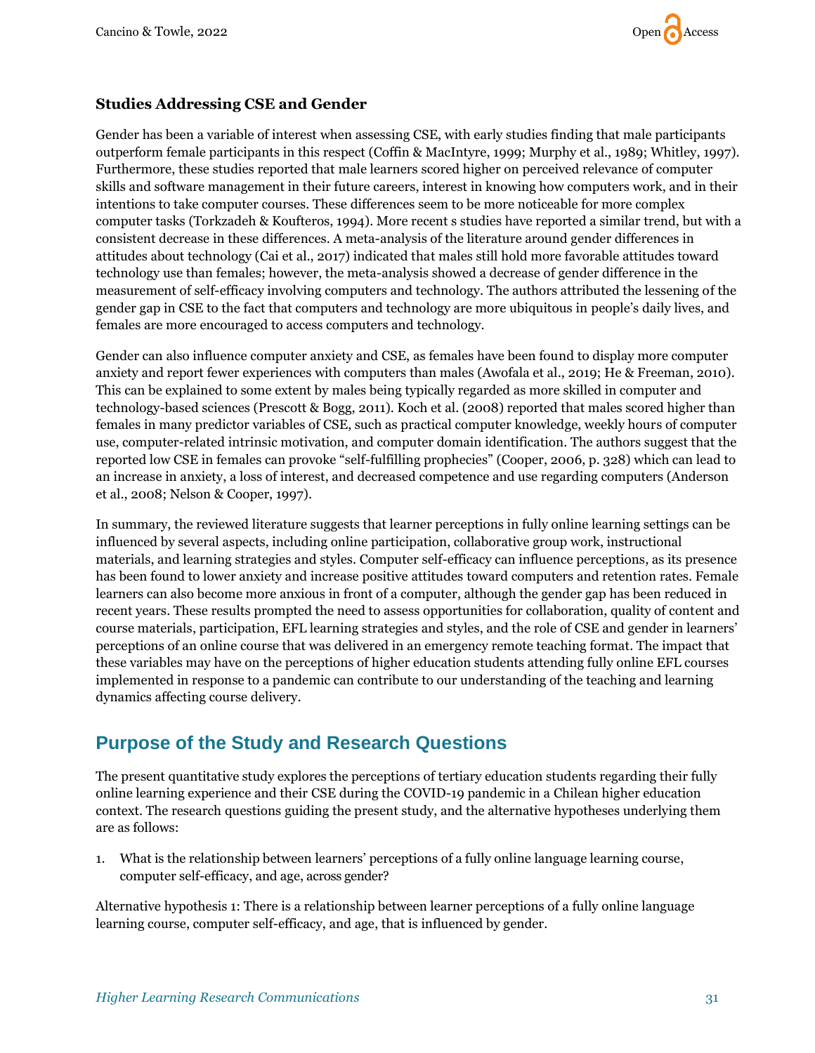### Studies Addressing CSE and Gender

Gender has been a variable of interest when assessing CSE, with early studies finding that male participants outperform female participants in this respect (Coffin & MacIntyre, 1999; Murphy et al., 1989; Whitley, 1997). Furthermore, these studies reported that male learners scored higher on perceived relevance of computer skills and software management in their future careers, interest in knowing how computers work, and in their intentions to take computer courses. These differences seem to be more noticeable for more complex computer tasks (Torkzadeh & Koufteros, 1994). More recent s studies have reported a similar trend, but with a consistent decrease in these differences. A meta-analysis of the literature around gender differences in attitudes about technology (Cai et al., 2017) indicated that males still hold more favorable attitudes toward technology use than females; however, the meta-analysis showed a decrease of gender difference in the measurement of self-efficacy involving computers and technology. The authors attributed the lessening of the gender gap in CSE to the fact that computers and technology are more ubiquitous in people's daily lives, and females are more encouraged to access computers and technology.

Gender can also influence computer anxiety and CSE, as females have been found to display more computer anxiety and report fewer experiences with computers than males (Awofala et al., 2019; He & Freeman, 2010). This can be explained to some extent by males being typically regarded as more skilled in computer and technology-based sciences (Prescott & Bogg, 2011). Koch et al. (2008) reported that males scored higher than females in many predictor variables of CSE, such as practical computer knowledge, weekly hours of computer use, computer-related intrinsic motivation, and computer domain identification. The authors suggest that the reported low CSE in females can provoke "self-fulfilling prophecies" (Cooper, 2006, p. 328) which can lead to an increase in anxiety, a loss of interest, and decreased competence and use regarding computers (Anderson et al., 2008; Nelson & Cooper, 1997).

In summary, the reviewed literature suggests that learner perceptions in fully online learning settings can be influenced by several aspects, including online participation, collaborative group work, instructional materials, and learning strategies and styles. Computer self-efficacy can influence perceptions, as its presence has been found to lower anxiety and increase positive attitudes toward computers and retention rates. Female learners can also become more anxious in front of a computer, although the gender gap has been reduced in recent years. These results prompted the need to assess opportunities for collaboration, quality of content and course materials, participation, EFL learning strategies and styles, and the role of CSE and gender in learners' perceptions of an online course that was delivered in an emergency remote teaching format. The impact that these variables may have on the perceptions of higher education students attending fully online EFL courses implemented in response to a pandemic can contribute to our understanding of the teaching and learning dynamics affecting course delivery.

## Purpose of the Study and Research Questions

The present quantitative study explores the perceptions of tertiary education students regarding their fully online learning experience and their CSE during the COVID-19 pandemic in a Chilean higher education context. The research questions guiding the present study, and the alternative hypotheses underlying them are as follows:

1. What is the relationship between learners' perceptions of a fully online language learning course, computer self-efficacy, and age, across gender?

Alternative hypothesis 1: There is a relationship between learner perceptions of a fully online language learning course, computer self-efficacy, and age, that is influenced by gender.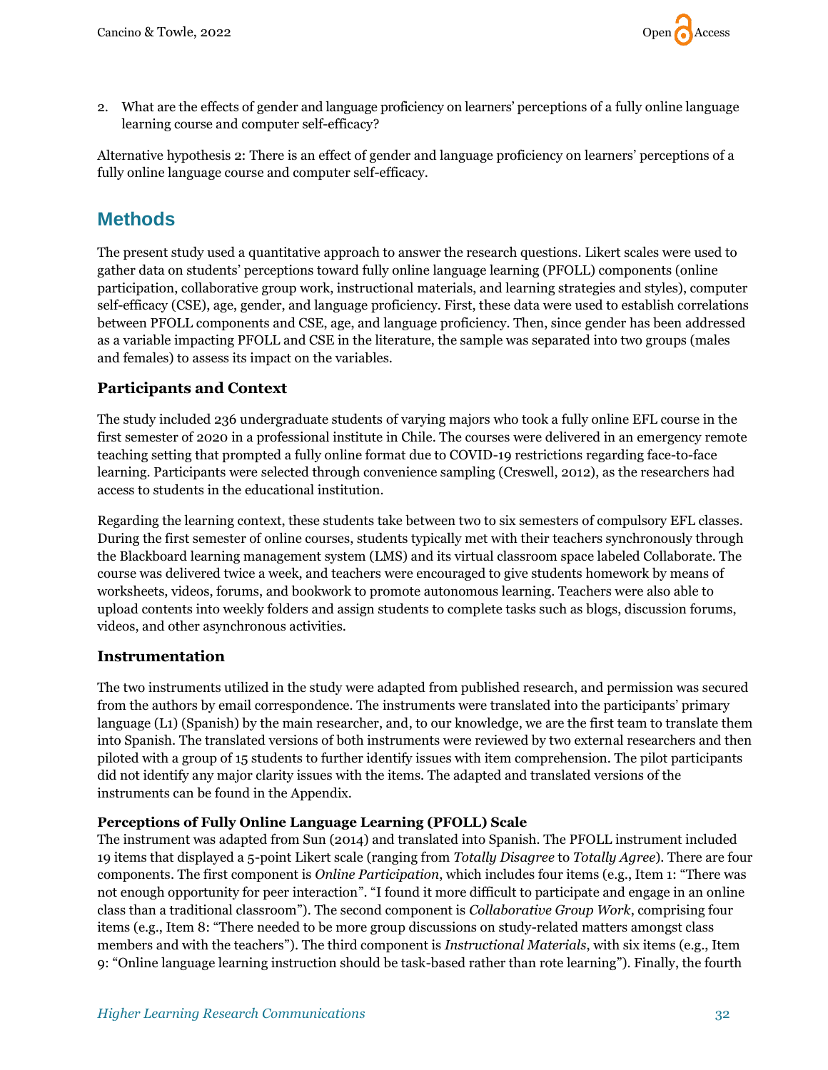2. What are the effects of gender and language proficiency on learners' perceptions of a fully online language learning course and computer self-efficacy?

Alternative hypothesis 2: There is an effect of gender and language proficiency on learners' perceptions of a fully online language course and computer self-efficacy.

## Methods

The present study used a quantitative approach to answer the research questions. Likert scales were used to gather data on students' perceptions toward fully online language learning (PFOLL) components (online participation, collaborative group work, instructional materials, and learning strategies and styles), computer self-efficacy (CSE), age, gender, and language proficiency. First, these data were used to establish correlations between PFOLL components and CSE, age, and language proficiency. Then, since gender has been addressed as a variable impacting PFOLL and CSE in the literature, the sample was separated into two groups (males and females) to assess its impact on the variables.

### Participants and Context

The study included 236 undergraduate students of varying majors who took a fully online EFL course in the first semester of 2020 in a professional institute in Chile. The courses were delivered in an emergency remote teaching setting that prompted a fully online format due to COVID-19 restrictions regarding face-to-face learning. Participants were selected through convenience sampling (Creswell, 2012), as the researchers had access to students in the educational institution.

Regarding the learning context, these students take between two to six semesters of compulsory EFL classes. During the first semester of online courses, students typically met with their teachers synchronously through the Blackboard learning management system (LMS) and its virtual classroom space labeled Collaborate. The course was delivered twice a week, and teachers were encouraged to give students homework by means of worksheets, videos, forums, and bookwork to promote autonomous learning. Teachers were also able to upload contents into weekly folders and assign students to complete tasks such as blogs, discussion forums, videos, and other asynchronous activities.

### Instrumentation

The two instruments utilized in the study were adapted from published research, and permission was secured from the authors by email correspondence. The instruments were translated into the participants' primary language (L1) (Spanish) by the main researcher, and, to our knowledge, we are the first team to translate them into Spanish. The translated versions of both instruments were reviewed by two external researchers and then piloted with a group of 15 students to further identify issues with item comprehension. The pilot participants did not identify any major clarity issues with the items. The adapted and translated versions of the instruments can be found in the Appendix.

#### Perceptions of Fully Online Language Learning (PFOLL) Scale

The instrument was adapted from Sun (2014) and translated into Spanish. The PFOLL instrument included 19 items that displayed a 5-point Likert scale (ranging from *Totally Disagree* to *Totally Agree*). There are four components. The first component is *Online Participation*, which includes four items (e.g., Item 1: "There was not enough opportunity for peer interaction". "I found it more difficult to participate and engage in an online class than a traditional classroom"). The second component is *Collaborative Group Work*, comprising four items (e.g., Item 8: "There needed to be more group discussions on study-related matters amongst class members and with the teachers"). The third component is *Instructional Materials*, with six items (e.g., Item 9: "Online language learning instruction should be task-based rather than rote learning"). Finally, the fourth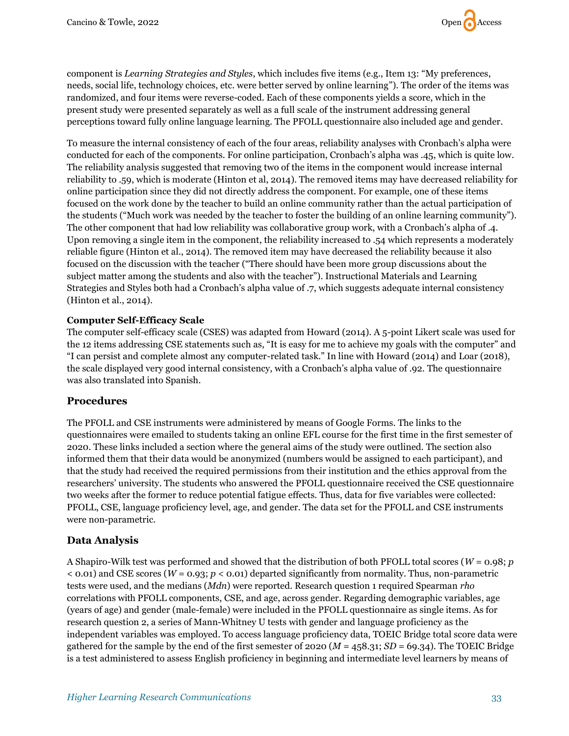component is *Learning Strategies and Styles*, which includes five items (e.g., Item 13: "My preferences, needs, social life, technology choices, etc. were better served by online learning"). The order of the items was randomized, and four items were reverse-coded. Each of these components yields a score, which in the present study were presented separately as well as a full scale of the instrument addressing general perceptions toward fully online language learning. The PFOLL questionnaire also included age and gender.

To measure the internal consistency of each of the four areas, reliability analyses with Cronbach's alpha were conducted for each of the components. For online participation, Cronbach's alpha was .45, which is quite low. The reliability analysis suggested that removing two of the items in the component would increase internal reliability to .59, which is moderate (Hinton et al, 2014). The removed items may have decreased reliability for online participation since they did not directly address the component. For example, one of these items focused on the work done by the teacher to build an online community rather than the actual participation of the students ("Much work was needed by the teacher to foster the building of an online learning community"). The other component that had low reliability was collaborative group work, with a Cronbach's alpha of .4. Upon removing a single item in the component, the reliability increased to .54 which represents a moderately reliable figure (Hinton et al., 2014). The removed item may have decreased the reliability because it also focused on the discussion with the teacher ("There should have been more group discussions about the subject matter among the students and also with the teacher"). Instructional Materials and Learning Strategies and Styles both had a Cronbach's alpha value of .7, which suggests adequate internal consistency (Hinton et al., 2014).

**Computer Self-Efficacy Scale**

The computer self-efficacy scale (CSES) was adapted from Howard (2014). A 5-point Likert scale was used for the 12 items addressing CSE statements such as, "It is easy for me to achieve my goals with the computer" and "I can persist and complete almost any computer-related task." In line with Howard (2014) and Loar (2018), the scale displayed very good internal consistency, with a Cronbach's alpha value of .92. The questionnaire was also translated into Spanish.

## Procedures

The PFOLL and CSE instruments were administered by means of Google Forms. The links to the questionnaires were emailed to students taking an online EFL course for the first time in the first semester of 2020. These links included a section where the general aims of the study were outlined. The section also informed them that their data would be anonymized (numbers would be assigned to each participant), and that the study had received the required permissions from their institution and the ethics approval from the researchers' university. The students who answered the PFOLL questionnaire received the CSE questionnaire two weeks after the former to reduce potential fatigue effects. Thus, data for five variables were collected: PFOLL, CSE, language proficiency level, age, and gender. The data set for the PFOLL and CSE instruments were non-parametric.

## Data Analysis

A Shapiro-Wilk test was performed and showed that the distribution of both PFOLL total scores ($W = 0.98$; $p < 0.01$) and CSE scores ($W = 0.93$; $p < 0.01$) departed significantly from normality. Thus, non-parametric tests were used, and the medians (*Mdn*) were reported. Research question 1 required Spearman *rho* correlations with PFOLL components, CSE, and age, across gender. Regarding demographic variables, age (years of age) and gender (male-female) were included in the PFOLL questionnaire as single items. As for research question 2, a series of Mann-Whitney U tests with gender and language proficiency as the independent variables was employed. To access language proficiency data, TOEIC Bridge total score data were gathered for the sample by the end of the first semester of 2020 ($M = 458.31$; $SD = 69.34$). The TOEIC Bridge is a test administered to assess English proficiency in beginning and intermediate level learners by means of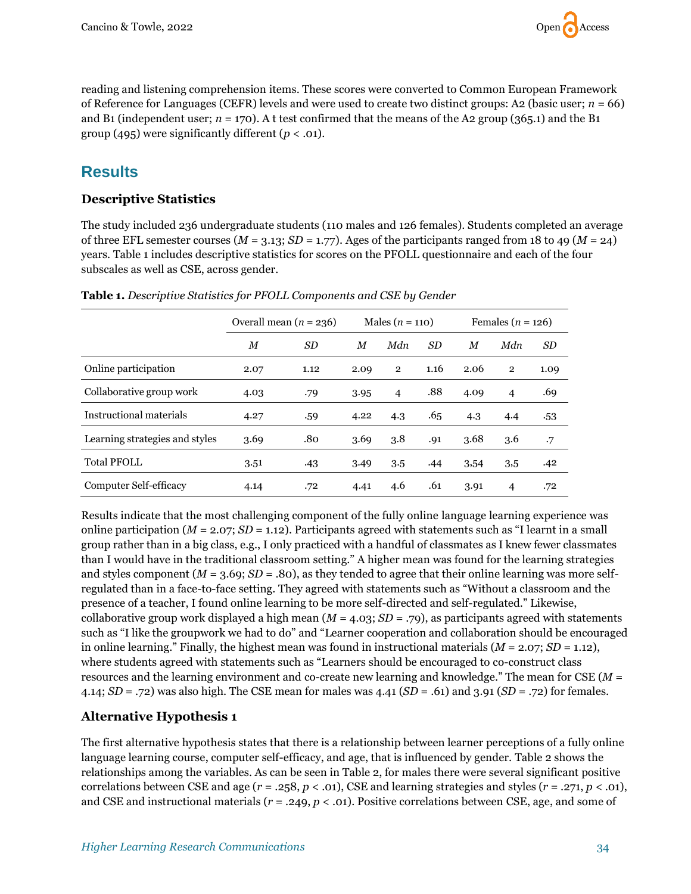reading and listening comprehension items. These scores were converted to Common European Framework of Reference for Languages (CEFR) levels and were used to create two distinct groups: A2 (basic user; *n* = 66) and B1 (independent user; *n* = 170). A t test confirmed that the means of the A2 group (365.1) and the B1 group (495) were significantly different ($p < .01$).

## Results

### Descriptive Statistics

The study included 236 undergraduate students (110 males and 126 females). Students completed an average of three EFL semester courses ($M = 3.13$; $SD = 1.77$). Ages of the participants ranged from 18 to 49 ($M = 24$) years. Table 1 includes descriptive statistics for scores on the PFOLL questionnaire and each of the four subscales as well as CSE, across gender.

**Table 1.** *Descriptive Statistics for PFOLL Components and CSE by Gender*

| | Overall mean (*n* = 236) | | Males (*n* = 110) | | | Females (*n* = 126) | | |
|---|---|---|---|---|---|---|---|---|
| | *M* | *SD* | *M* | *Mdn* | *SD* | *M* | *Mdn* | *SD* |
| Online participation | 2.07 | 1.12 | 2.09 | 2 | 1.16 | 2.06 | 2 | 1.09 |
| Collaborative group work | 4.03 | .79 | 3.95 | 4 | .88 | 4.09 | 4 | .69 |
| Instructional materials | 4.27 | .59 | 4.22 | 4.3 | .65 | 4.3 | 4.4 | .53 |
| Learning strategies and styles | 3.69 | .80 | 3.69 | 3.8 | .91 | 3.68 | 3.6 | .7 |
| Total PFOLL | 3.51 | .43 | 3.49 | 3.5 | .44 | 3.54 | 3.5 | .42 |
| Computer Self-efficacy | 4.14 | .72 | 4.41 | 4.6 | .61 | 3.91 | 4 | .72 |

Results indicate that the most challenging component of the fully online language learning experience was online participation ($M = 2.07$; $SD = 1.12$). Participants agreed with statements such as "I learnt in a small group rather than in a big class, e.g., I only practiced with a handful of classmates as I knew fewer classmates than I would have in the traditional classroom setting." A higher mean was found for the learning strategies and styles component ($M = 3.69$; $SD = .80$), as they tended to agree that their online learning was more self-regulated than in a face-to-face setting. They agreed with statements such as "Without a classroom and the presence of a teacher, I found online learning to be more self-directed and self-regulated." Likewise, collaborative group work displayed a high mean ($M = 4.03$; $SD = .79$), as participants agreed with statements such as "I like the groupwork we had to do" and "Learner cooperation and collaboration should be encouraged in online learning." Finally, the highest mean was found in instructional materials ($M = 2.07$; $SD = 1.12$), where students agreed with statements such as "Learners should be encouraged to co-construct class resources and the learning environment and co-create new learning and knowledge." The mean for CSE ($M = 4.14$; $SD = .72$) was also high. The CSE mean for males was 4.41 ($SD = .61$) and 3.91 ($SD = .72$) for females.

### Alternative Hypothesis 1

The first alternative hypothesis states that there is a relationship between learner perceptions of a fully online language learning course, computer self-efficacy, and age, that is influenced by gender. Table 2 shows the relationships among the variables. As can be seen in Table 2, for males there were several significant positive correlations between CSE and age ($r = .258$, $p < .01$), CSE and learning strategies and styles ($r = .271$, $p < .01$), and CSE and instructional materials ($r = .249$, $p < .01$). Positive correlations between CSE, age, and some of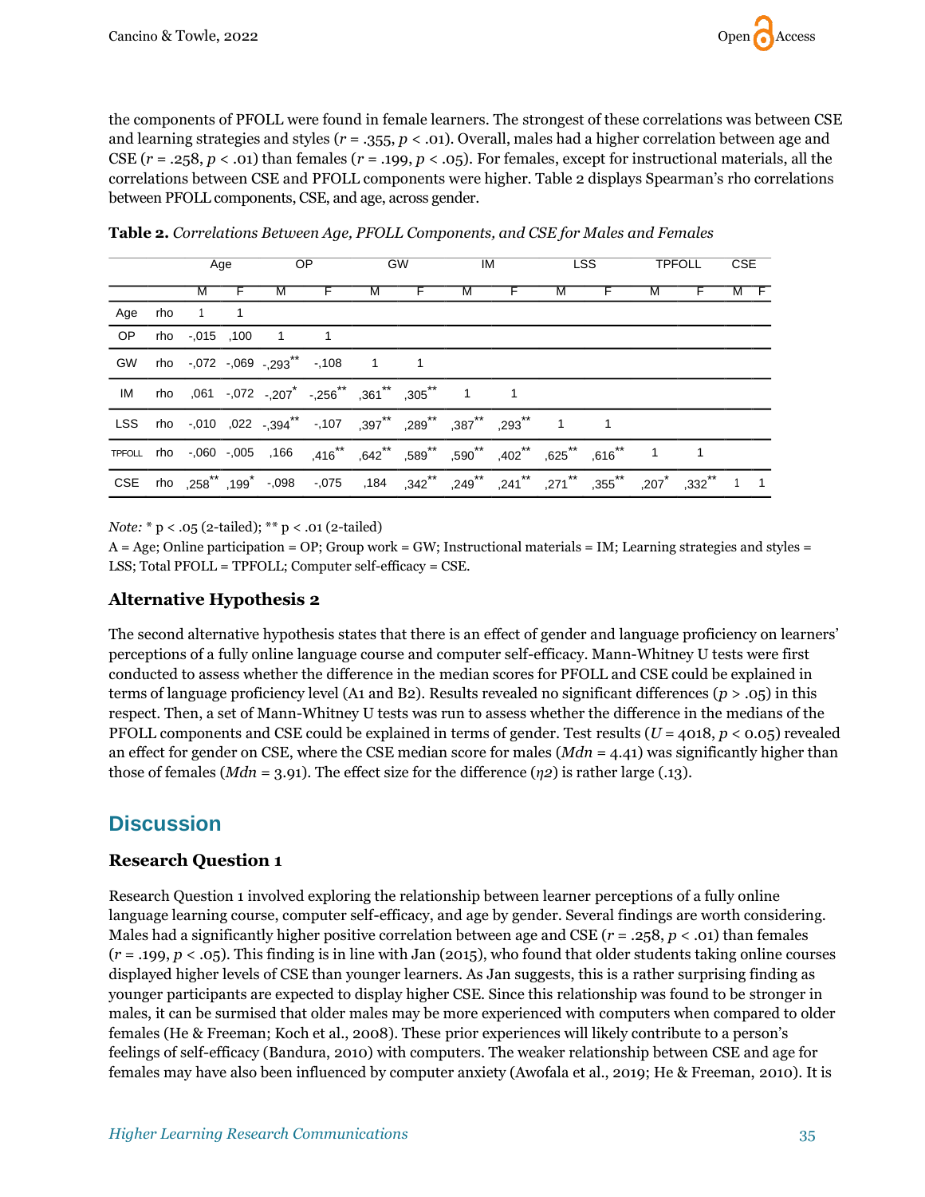the components of PFOLL were found in female learners. The strongest of these correlations was between CSE and learning strategies and styles ($r = .355$, $p < .01$). Overall, males had a higher correlation between age and CSE ($r = .258$, $p < .01$) than females ($r = .199$, $p < .05$). For females, except for instructional materials, all the correlations between CSE and PFOLL components were higher. Table 2 displays Spearman's rho correlations between PFOLL components, CSE, and age, across gender.

**Table 2.** *Correlations Between Age, PFOLL Components, and CSE for Males and Females*

| | | Age | | OP | | GW | | IM | | LSS | | TPFOLL | | CSE | |
|---|---|---|---|---|---|---|---|---|---|---|---|---|---|---|---|
| | | M | F | M | F | M | F | M | F | M | F | M | F | M | F |
| Age | rho | 1 | 1 | | | | | | | | | | | | |
| OP | rho | -,015 | ,100 | 1 | 1 | | | | | | | | | | |
| GW | rho | -,072 | -,069 | -,293** | -,108 | 1 | 1 | | | | | | | | |
| IM | rho | ,061 | -,072 | -,207* | -,256** | ,361** | ,305** | 1 | 1 | | | | | | |
| LSS | rho | -,010 | ,022 | -,394** | -,107 | ,397** | ,289** | ,387** | ,293** | 1 | 1 | | | | |
| TPFOLL | rho | -,060 | -,005 | ,166 | ,416** | ,642** | ,589** | ,590** | ,402** | ,625** | ,616** | 1 | 1 | | |
| CSE | rho | ,258** | ,199* | -,098 | -,075 | ,184 | ,342** | ,249** | ,241** | ,271** | ,355** | ,207* | ,332** | 1 | 1 |

*Note:* * p < .05 (2-tailed); ** p < .01 (2-tailed)

A = Age; Online participation = OP; Group work = GW; Instructional materials = IM; Learning strategies and styles = LSS; Total PFOLL = TPFOLL; Computer self-efficacy = CSE.

### Alternative Hypothesis 2

The second alternative hypothesis states that there is an effect of gender and language proficiency on learners' perceptions of a fully online language course and computer self-efficacy. Mann-Whitney U tests were first conducted to assess whether the difference in the median scores for PFOLL and CSE could be explained in terms of language proficiency level (A1 and B2). Results revealed no significant differences ($p > .05$) in this respect. Then, a set of Mann-Whitney U tests was run to assess whether the difference in the medians of the PFOLL components and CSE could be explained in terms of gender. Test results ($U = 4018$, $p < 0.05$) revealed an effect for gender on CSE, where the CSE median score for males (*Mdn* = 4.41) was significantly higher than those of females (*Mdn* = 3.91). The effect size for the difference ($\eta 2$) is rather large (.13).

## Discussion

### Research Question 1

Research Question 1 involved exploring the relationship between learner perceptions of a fully online language learning course, computer self-efficacy, and age by gender. Several findings are worth considering. Males had a significantly higher positive correlation between age and CSE ($r = .258$, $p < .01$) than females ($r = .199$, $p < .05$). This finding is in line with Jan (2015), who found that older students taking online courses displayed higher levels of CSE than younger learners. As Jan suggests, this is a rather surprising finding as younger participants are expected to display higher CSE. Since this relationship was found to be stronger in males, it can be surmised that older males may be more experienced with computers when compared to older females (He & Freeman; Koch et al., 2008). These prior experiences will likely contribute to a person's feelings of self-efficacy (Bandura, 2010) with computers. The weaker relationship between CSE and age for females may have also been influenced by computer anxiety (Awofala et al., 2019; He & Freeman, 2010). It is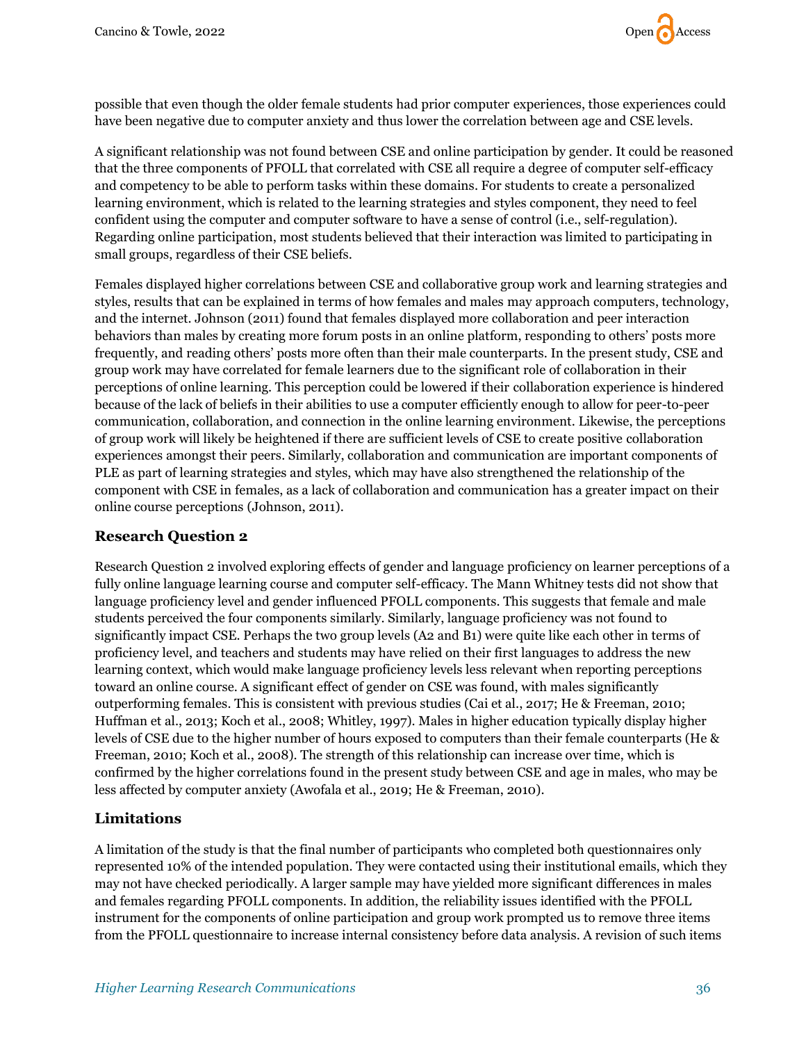possible that even though the older female students had prior computer experiences, those experiences could have been negative due to computer anxiety and thus lower the correlation between age and CSE levels.

A significant relationship was not found between CSE and online participation by gender. It could be reasoned that the three components of PFOLL that correlated with CSE all require a degree of computer self-efficacy and competency to be able to perform tasks within these domains. For students to create a personalized learning environment, which is related to the learning strategies and styles component, they need to feel confident using the computer and computer software to have a sense of control (i.e., self-regulation). Regarding online participation, most students believed that their interaction was limited to participating in small groups, regardless of their CSE beliefs.

Females displayed higher correlations between CSE and collaborative group work and learning strategies and styles, results that can be explained in terms of how females and males may approach computers, technology, and the internet. Johnson (2011) found that females displayed more collaboration and peer interaction behaviors than males by creating more forum posts in an online platform, responding to others' posts more frequently, and reading others' posts more often than their male counterparts. In the present study, CSE and group work may have correlated for female learners due to the significant role of collaboration in their perceptions of online learning. This perception could be lowered if their collaboration experience is hindered because of the lack of beliefs in their abilities to use a computer efficiently enough to allow for peer-to-peer communication, collaboration, and connection in the online learning environment. Likewise, the perceptions of group work will likely be heightened if there are sufficient levels of CSE to create positive collaboration experiences amongst their peers. Similarly, collaboration and communication are important components of PLE as part of learning strategies and styles, which may have also strengthened the relationship of the component with CSE in females, as a lack of collaboration and communication has a greater impact on their online course perceptions (Johnson, 2011).

## Research Question 2

Research Question 2 involved exploring effects of gender and language proficiency on learner perceptions of a fully online language learning course and computer self-efficacy. The Mann Whitney tests did not show that language proficiency level and gender influenced PFOLL components. This suggests that female and male students perceived the four components similarly. Similarly, language proficiency was not found to significantly impact CSE. Perhaps the two group levels (A2 and B1) were quite like each other in terms of proficiency level, and teachers and students may have relied on their first languages to address the new learning context, which would make language proficiency levels less relevant when reporting perceptions toward an online course. A significant effect of gender on CSE was found, with males significantly outperforming females. This is consistent with previous studies (Cai et al., 2017; He & Freeman, 2010; Huffman et al., 2013; Koch et al., 2008; Whitley, 1997). Males in higher education typically display higher levels of CSE due to the higher number of hours exposed to computers than their female counterparts (He & Freeman, 2010; Koch et al., 2008). The strength of this relationship can increase over time, which is confirmed by the higher correlations found in the present study between CSE and age in males, who may be less affected by computer anxiety (Awofala et al., 2019; He & Freeman, 2010).

## Limitations

A limitation of the study is that the final number of participants who completed both questionnaires only represented 10% of the intended population. They were contacted using their institutional emails, which they may not have checked periodically. A larger sample may have yielded more significant differences in males and females regarding PFOLL components. In addition, the reliability issues identified with the PFOLL instrument for the components of online participation and group work prompted us to remove three items from the PFOLL questionnaire to increase internal consistency before data analysis. A revision of such items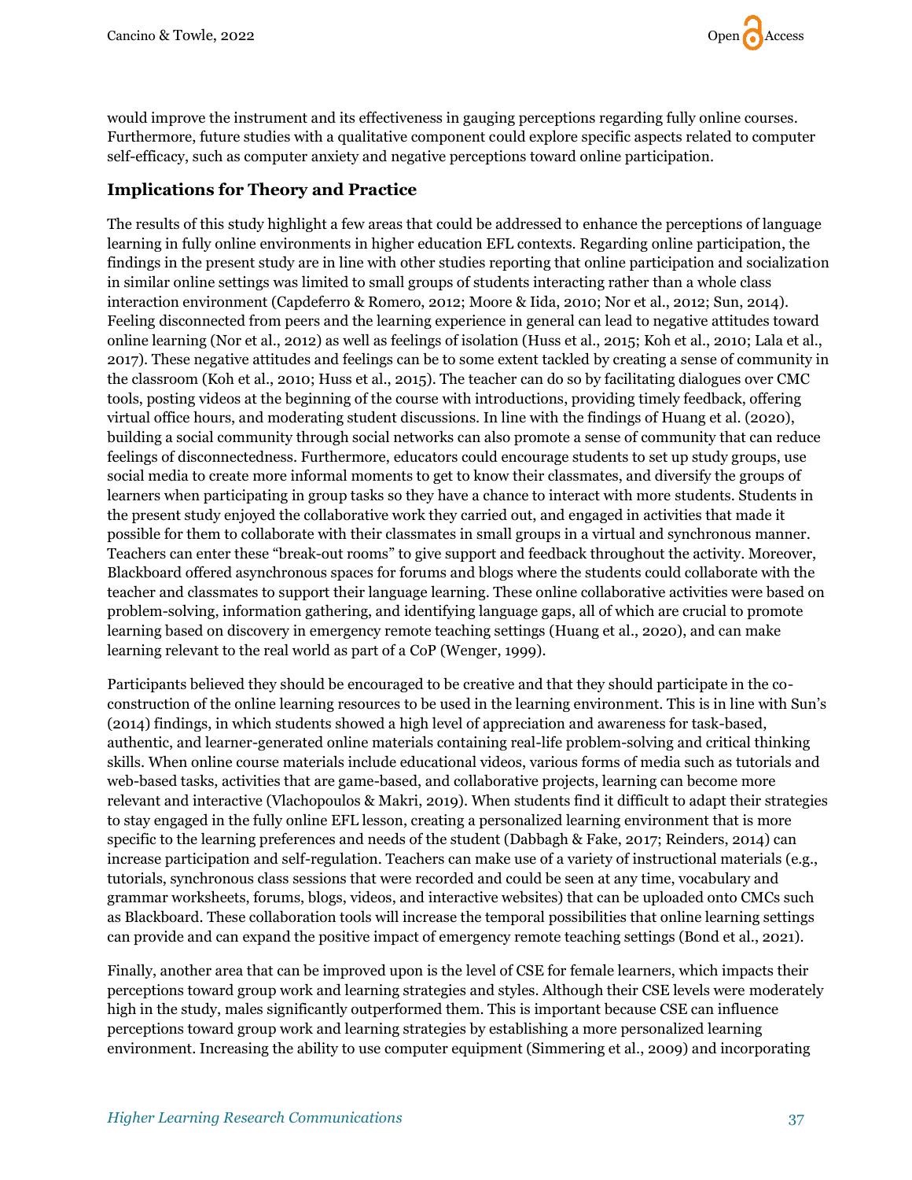would improve the instrument and its effectiveness in gauging perceptions regarding fully online courses. Furthermore, future studies with a qualitative component could explore specific aspects related to computer self-efficacy, such as computer anxiety and negative perceptions toward online participation.

## Implications for Theory and Practice

The results of this study highlight a few areas that could be addressed to enhance the perceptions of language learning in fully online environments in higher education EFL contexts. Regarding online participation, the findings in the present study are in line with other studies reporting that online participation and socialization in similar online settings was limited to small groups of students interacting rather than a whole class interaction environment (Capdeferro & Romero, 2012; Moore & Iida, 2010; Nor et al., 2012; Sun, 2014). Feeling disconnected from peers and the learning experience in general can lead to negative attitudes toward online learning (Nor et al., 2012) as well as feelings of isolation (Huss et al., 2015; Koh et al., 2010; Lala et al., 2017). These negative attitudes and feelings can be to some extent tackled by creating a sense of community in the classroom (Koh et al., 2010; Huss et al., 2015). The teacher can do so by facilitating dialogues over CMC tools, posting videos at the beginning of the course with introductions, providing timely feedback, offering virtual office hours, and moderating student discussions. In line with the findings of Huang et al. (2020), building a social community through social networks can also promote a sense of community that can reduce feelings of disconnectedness. Furthermore, educators could encourage students to set up study groups, use social media to create more informal moments to get to know their classmates, and diversify the groups of learners when participating in group tasks so they have a chance to interact with more students. Students in the present study enjoyed the collaborative work they carried out, and engaged in activities that made it possible for them to collaborate with their classmates in small groups in a virtual and synchronous manner. Teachers can enter these "break-out rooms" to give support and feedback throughout the activity. Moreover, Blackboard offered asynchronous spaces for forums and blogs where the students could collaborate with the teacher and classmates to support their language learning. These online collaborative activities were based on problem-solving, information gathering, and identifying language gaps, all of which are crucial to promote learning based on discovery in emergency remote teaching settings (Huang et al., 2020), and can make learning relevant to the real world as part of a CoP (Wenger, 1999).

Participants believed they should be encouraged to be creative and that they should participate in the co-construction of the online learning resources to be used in the learning environment. This is in line with Sun's (2014) findings, in which students showed a high level of appreciation and awareness for task-based, authentic, and learner-generated online materials containing real-life problem-solving and critical thinking skills. When online course materials include educational videos, various forms of media such as tutorials and web-based tasks, activities that are game-based, and collaborative projects, learning can become more relevant and interactive (Vlachopoulos & Makri, 2019). When students find it difficult to adapt their strategies to stay engaged in the fully online EFL lesson, creating a personalized learning environment that is more specific to the learning preferences and needs of the student (Dabbagh & Fake, 2017; Reinders, 2014) can increase participation and self-regulation. Teachers can make use of a variety of instructional materials (e.g., tutorials, synchronous class sessions that were recorded and could be seen at any time, vocabulary and grammar worksheets, forums, blogs, videos, and interactive websites) that can be uploaded onto CMCs such as Blackboard. These collaboration tools will increase the temporal possibilities that online learning settings can provide and can expand the positive impact of emergency remote teaching settings (Bond et al., 2021).

Finally, another area that can be improved upon is the level of CSE for female learners, which impacts their perceptions toward group work and learning strategies and styles. Although their CSE levels were moderately high in the study, males significantly outperformed them. This is important because CSE can influence perceptions toward group work and learning strategies by establishing a more personalized learning environment. Increasing the ability to use computer equipment (Simmering et al., 2009) and incorporating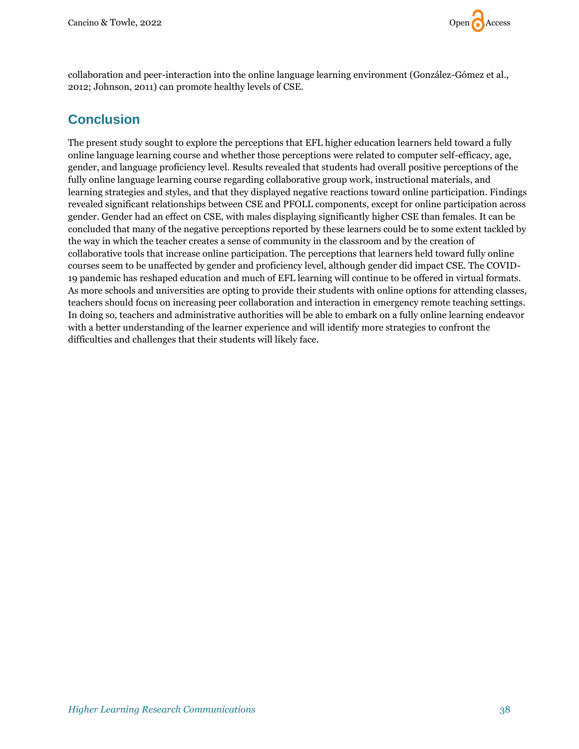collaboration and peer-interaction into the online language learning environment (González-Gómez et al., 2012; Johnson, 2011) can promote healthy levels of CSE.

## Conclusion

The present study sought to explore the perceptions that EFL higher education learners held toward a fully online language learning course and whether those perceptions were related to computer self-efficacy, age, gender, and language proficiency level. Results revealed that students had overall positive perceptions of the fully online language learning course regarding collaborative group work, instructional materials, and learning strategies and styles, and that they displayed negative reactions toward online participation. Findings revealed significant relationships between CSE and PFOLL components, except for online participation across gender. Gender had an effect on CSE, with males displaying significantly higher CSE than females. It can be concluded that many of the negative perceptions reported by these learners could be to some extent tackled by the way in which the teacher creates a sense of community in the classroom and by the creation of collaborative tools that increase online participation. The perceptions that learners held toward fully online courses seem to be unaffected by gender and proficiency level, although gender did impact CSE. The COVID-19 pandemic has reshaped education and much of EFL learning will continue to be offered in virtual formats. As more schools and universities are opting to provide their students with online options for attending classes, teachers should focus on increasing peer collaboration and interaction in emergency remote teaching settings. In doing so, teachers and administrative authorities will be able to embark on a fully online learning endeavor with a better understanding of the learner experience and will identify more strategies to confront the difficulties and challenges that their students will likely face.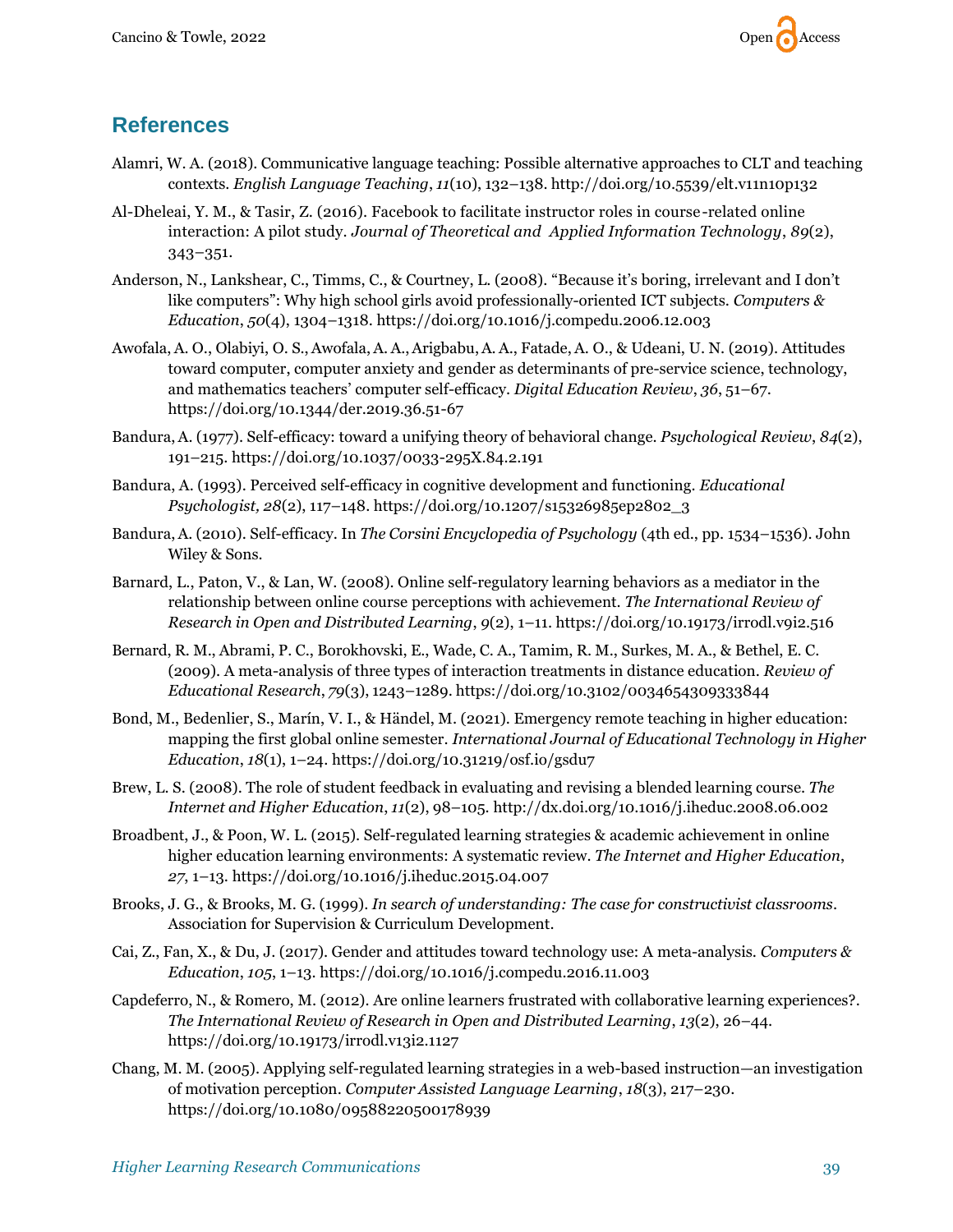## References

Alamri, W. A. (2018). Communicative language teaching: Possible alternative approaches to CLT and teaching contexts. *English Language Teaching*, *11*(10), 132–138. http://doi.org/10.5539/elt.v11n10p132

Al-Dheleai, Y. M., & Tasir, Z. (2016). Facebook to facilitate instructor roles in course-related online interaction: A pilot study. *Journal of Theoretical and Applied Information Technology*, *89*(2), 343–351.

Anderson, N., Lankshear, C., Timms, C., & Courtney, L. (2008). "Because it's boring, irrelevant and I don't like computers": Why high school girls avoid professionally-oriented ICT subjects. *Computers & Education*, *50*(4), 1304–1318. https://doi.org/10.1016/j.compedu.2006.12.003

Awofala, A. O., Olabiyi, O. S., Awofala, A. A., Arigbabu, A. A., Fatade, A. O., & Udeani, U. N. (2019). Attitudes toward computer, computer anxiety and gender as determinants of pre-service science, technology, and mathematics teachers' computer self-efficacy. *Digital Education Review*, *36*, 51–67. https://doi.org/10.1344/der.2019.36.51-67

Bandura, A. (1977). Self-efficacy: toward a unifying theory of behavioral change. *Psychological Review*, *84*(2), 191–215. https://doi.org/10.1037/0033-295X.84.2.191

Bandura, A. (1993). Perceived self-efficacy in cognitive development and functioning. *Educational Psychologist, 28*(2), 117–148. https://doi.org/10.1207/s15326985ep2802_3

Bandura, A. (2010). Self-efficacy. In *The Corsini Encyclopedia of Psychology* (4th ed., pp. 1534–1536). John Wiley & Sons.

Barnard, L., Paton, V., & Lan, W. (2008). Online self-regulatory learning behaviors as a mediator in the relationship between online course perceptions with achievement. *The International Review of Research in Open and Distributed Learning*, *9*(2), 1–11. https://doi.org/10.19173/irrodl.v9i2.516

Bernard, R. M., Abrami, P. C., Borokhovski, E., Wade, C. A., Tamim, R. M., Surkes, M. A., & Bethel, E. C. (2009). A meta-analysis of three types of interaction treatments in distance education. *Review of Educational Research*, *79*(3), 1243–1289. https://doi.org/10.3102/0034654309333844

Bond, M., Bedenlier, S., Marín, V. I., & Händel, M. (2021). Emergency remote teaching in higher education: mapping the first global online semester. *International Journal of Educational Technology in Higher Education*, *18*(1), 1–24. https://doi.org/10.31219/osf.io/gsdu7

Brew, L. S. (2008). The role of student feedback in evaluating and revising a blended learning course. *The Internet and Higher Education*, *11*(2), 98–105. http://dx.doi.org/10.1016/j.iheduc.2008.06.002

Broadbent, J., & Poon, W. L. (2015). Self-regulated learning strategies & academic achievement in online higher education learning environments: A systematic review. *The Internet and Higher Education*, *27*, 1–13. https://doi.org/10.1016/j.iheduc.2015.04.007

Brooks, J. G., & Brooks, M. G. (1999). *In search of understanding: The case for constructivist classrooms*. Association for Supervision & Curriculum Development.

Cai, Z., Fan, X., & Du, J. (2017). Gender and attitudes toward technology use: A meta-analysis. *Computers & Education*, *105*, 1–13. https://doi.org/10.1016/j.compedu.2016.11.003

Capdeferro, N., & Romero, M. (2012). Are online learners frustrated with collaborative learning experiences?. *The International Review of Research in Open and Distributed Learning*, *13*(2), 26–44. https://doi.org/10.19173/irrodl.v13i2.1127

Chang, M. M. (2005). Applying self-regulated learning strategies in a web-based instruction—an investigation of motivation perception. *Computer Assisted Language Learning*, *18*(3), 217–230. https://doi.org/10.1080/09588220500178939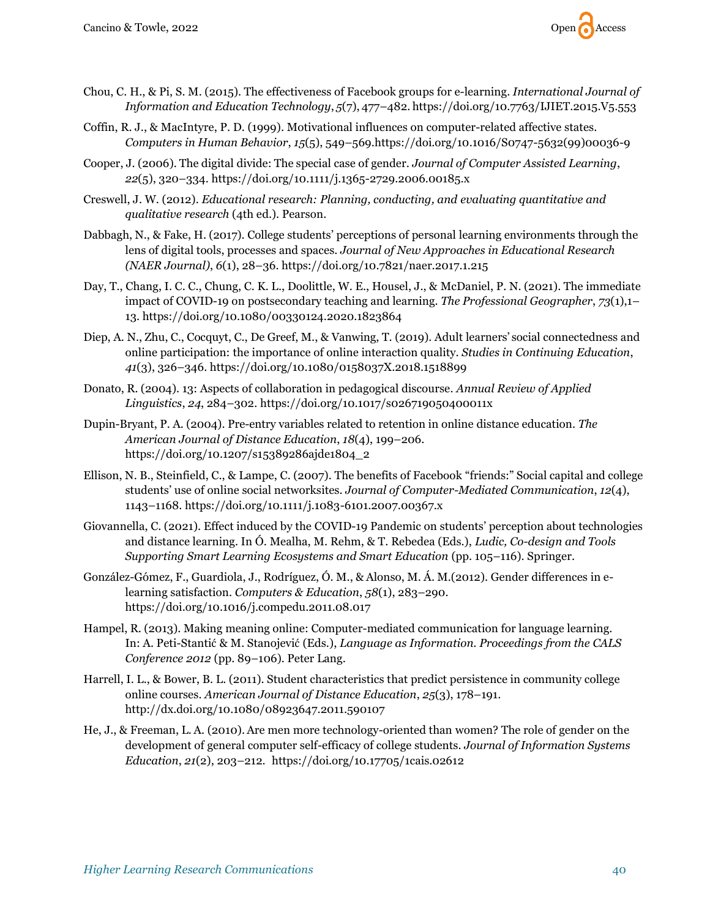Chou, C. H., & Pi, S. M. (2015). The effectiveness of Facebook groups for e-learning. *International Journal of Information and Education Technology*, *5*(7), 477–482. https://doi.org/10.7763/IJIET.2015.V5.553

Coffin, R. J., & MacIntyre, P. D. (1999). Motivational influences on computer-related affective states. *Computers in Human Behavior*, *15*(5), 549–569.https://doi.org/10.1016/S0747-5632(99)00036-9

Cooper, J. (2006). The digital divide: The special case of gender. *Journal of Computer Assisted Learning*, *22*(5), 320–334. https://doi.org/10.1111/j.1365-2729.2006.00185.x

Creswell, J. W. (2012). *Educational research: Planning, conducting, and evaluating quantitative and qualitative research* (4th ed.). Pearson.

Dabbagh, N., & Fake, H. (2017). College students' perceptions of personal learning environments through the lens of digital tools, processes and spaces. *Journal of New Approaches in Educational Research (NAER Journal)*, *6*(1), 28–36. https://doi.org/10.7821/naer.2017.1.215

Day, T., Chang, I. C. C., Chung, C. K. L., Doolittle, W. E., Housel, J., & McDaniel, P. N. (2021). The immediate impact of COVID-19 on postsecondary teaching and learning. *The Professional Geographer*, *73*(1),1–13. https://doi.org/10.1080/00330124.2020.1823864

Diep, A. N., Zhu, C., Cocquyt, C., De Greef, M., & Vanwing, T. (2019). Adult learners' social connectedness and online participation: the importance of online interaction quality. *Studies in Continuing Education*, *41*(3), 326–346. https://doi.org/10.1080/0158037X.2018.1518899

Donato, R. (2004). 13: Aspects of collaboration in pedagogical discourse. *Annual Review of Applied Linguistics*, *24*, 284–302. https://doi.org/10.1017/s026719050400011x

Dupin-Bryant, P. A. (2004). Pre-entry variables related to retention in online distance education. *The American Journal of Distance Education*, *18*(4), 199–206. https://doi.org/10.1207/s15389286ajde1804_2

Ellison, N. B., Steinfield, C., & Lampe, C. (2007). The benefits of Facebook "friends:" Social capital and college students' use of online social networksites. *Journal of Computer-Mediated Communication*, *12*(4), 1143–1168. https://doi.org/10.1111/j.1083-6101.2007.00367.x

Giovannella, C. (2021). Effect induced by the COVID-19 Pandemic on students' perception about technologies and distance learning. In Ó. Mealha, M. Rehm, & T. Rebedea (Eds.), *Ludic, Co-design and Tools Supporting Smart Learning Ecosystems and Smart Education* (pp. 105–116). Springer.

González-Gómez, F., Guardiola, J., Rodríguez, Ó. M., & Alonso, M. Á. M.(2012). Gender differences in e-learning satisfaction. *Computers & Education*, *58*(1), 283–290. https://doi.org/10.1016/j.compedu.2011.08.017

Hampel, R. (2013). Making meaning online: Computer-mediated communication for language learning. In: A. Peti-Stantić & M. Stanojević (Eds.), *Language as Information. Proceedings from the CALS Conference 2012* (pp. 89–106). Peter Lang.

Harrell, I. L., & Bower, B. L. (2011). Student characteristics that predict persistence in community college online courses. *American Journal of Distance Education*, *25*(3), 178–191. http://dx.doi.org/10.1080/08923647.2011.590107

He, J., & Freeman, L. A. (2010). Are men more technology-oriented than women? The role of gender on the development of general computer self-efficacy of college students. *Journal of Information Systems Education*, *21*(2), 203–212. https://doi.org/10.17705/1cais.02612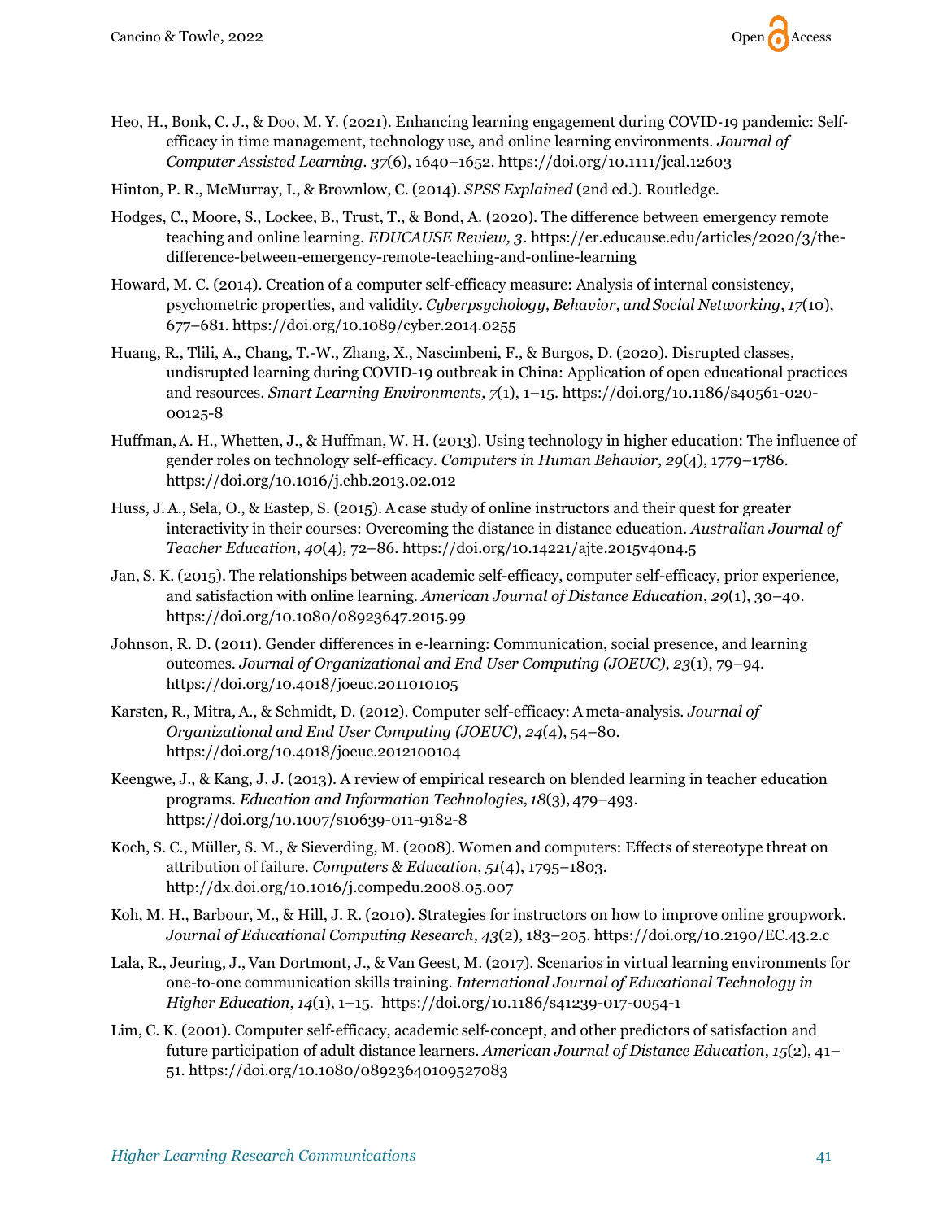Heo, H., Bonk, C. J., & Doo, M. Y. (2021). Enhancing learning engagement during COVID-19 pandemic: Self-efficacy in time management, technology use, and online learning environments. *Journal of Computer Assisted Learning*. *37*(6), 1640–1652. https://doi.org/10.1111/jcal.12603

Hinton, P. R., McMurray, I., & Brownlow, C. (2014). *SPSS Explained* (2nd ed.). Routledge.

Hodges, C., Moore, S., Lockee, B., Trust, T., & Bond, A. (2020). The difference between emergency remote teaching and online learning. *EDUCAUSE Review, 3*. https://er.educause.edu/articles/2020/3/the-difference-between-emergency-remote-teaching-and-online-learning

Howard, M. C. (2014). Creation of a computer self-efficacy measure: Analysis of internal consistency, psychometric properties, and validity. *Cyberpsychology, Behavior, and Social Networking*, *17*(10), 677–681. https://doi.org/10.1089/cyber.2014.0255

Huang, R., Tlili, A., Chang, T.-W., Zhang, X., Nascimbeni, F., & Burgos, D. (2020). Disrupted classes, undisrupted learning during COVID-19 outbreak in China: Application of open educational practices and resources. *Smart Learning Environments, 7*(1), 1–15. https://doi.org/10.1186/s40561-020-00125-8

Huffman, A. H., Whetten, J., & Huffman, W. H. (2013). Using technology in higher education: The influence of gender roles on technology self-efficacy. *Computers in Human Behavior*, *29*(4), 1779–1786. https://doi.org/10.1016/j.chb.2013.02.012

Huss, J. A., Sela, O., & Eastep, S. (2015). A case study of online instructors and their quest for greater interactivity in their courses: Overcoming the distance in distance education. *Australian Journal of Teacher Education*, *40*(4), 72–86. https://doi.org/10.14221/ajte.2015v40n4.5

Jan, S. K. (2015). The relationships between academic self-efficacy, computer self-efficacy, prior experience, and satisfaction with online learning. *American Journal of Distance Education*, *29*(1), 30–40. https://doi.org/10.1080/08923647.2015.99

Johnson, R. D. (2011). Gender differences in e-learning: Communication, social presence, and learning outcomes. *Journal of Organizational and End User Computing (JOEUC)*, *23*(1), 79–94. https://doi.org/10.4018/joeuc.2011010105

Karsten, R., Mitra, A., & Schmidt, D. (2012). Computer self-efficacy: A meta-analysis. *Journal of Organizational and End User Computing (JOEUC)*, *24*(4), 54–80. https://doi.org/10.4018/joeuc.2012100104

Keengwe, J., & Kang, J. J. (2013). A review of empirical research on blended learning in teacher education programs. *Education and Information Technologies*, *18*(3), 479–493. https://doi.org/10.1007/s10639-011-9182-8

Koch, S. C., Müller, S. M., & Sieverding, M. (2008). Women and computers: Effects of stereotype threat on attribution of failure. *Computers & Education*, *51*(4), 1795–1803. http://dx.doi.org/10.1016/j.compedu.2008.05.007

Koh, M. H., Barbour, M., & Hill, J. R. (2010). Strategies for instructors on how to improve online groupwork. *Journal of Educational Computing Research*, *43*(2), 183–205. https://doi.org/10.2190/EC.43.2.c

Lala, R., Jeuring, J., Van Dortmont, J., & Van Geest, M. (2017). Scenarios in virtual learning environments for one-to-one communication skills training. *International Journal of Educational Technology in Higher Education*, *14*(1), 1–15. https://doi.org/10.1186/s41239-017-0054-1

Lim, C. K. (2001). Computer self-efficacy, academic self-concept, and other predictors of satisfaction and future participation of adult distance learners. *American Journal of Distance Education*, *15*(2), 41–51. https://doi.org/10.1080/08923640109527083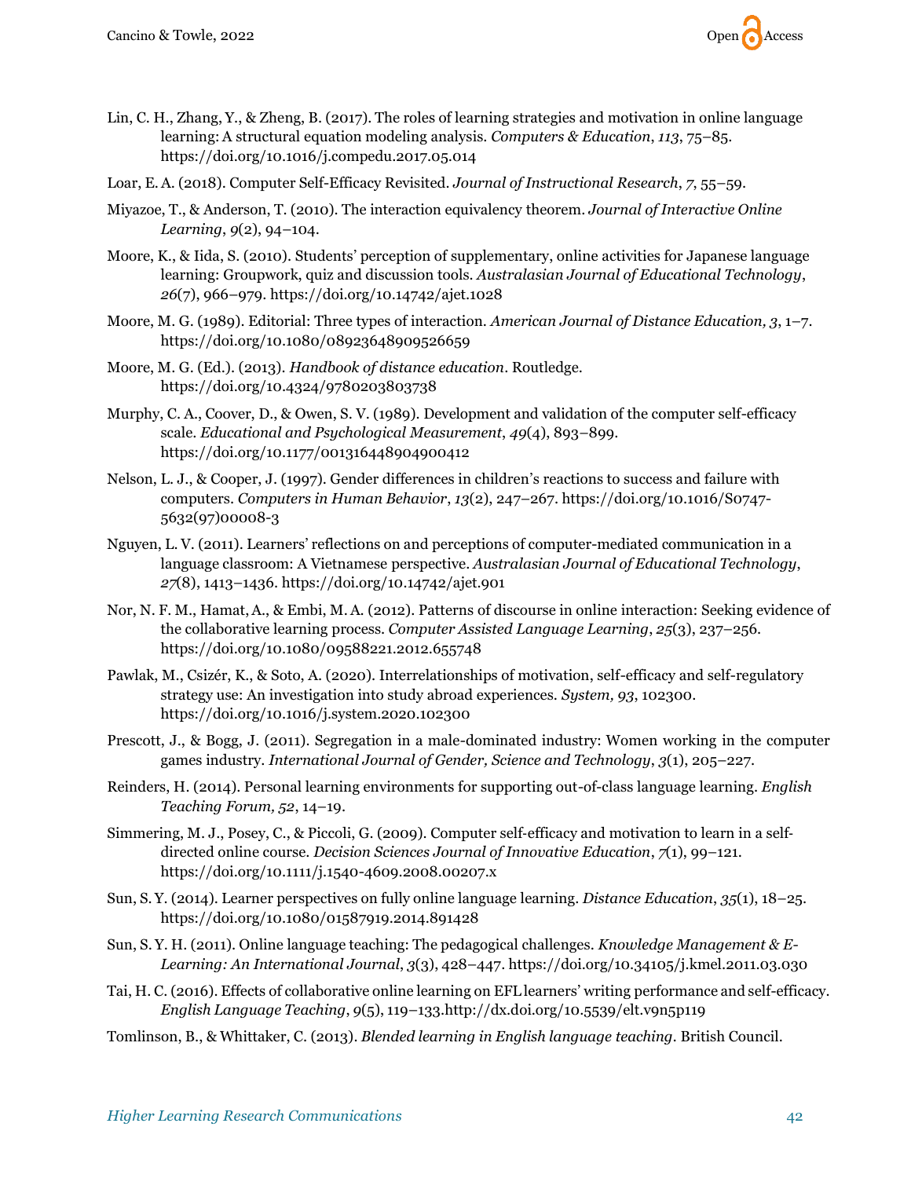Lin, C. H., Zhang, Y., & Zheng, B. (2017). The roles of learning strategies and motivation in online language learning: A structural equation modeling analysis. *Computers & Education*, *113*, 75–85. https://doi.org/10.1016/j.compedu.2017.05.014

Loar, E. A. (2018). Computer Self-Efficacy Revisited. *Journal of Instructional Research*, *7*, 55–59.

Miyazoe, T., & Anderson, T. (2010). The interaction equivalency theorem. *Journal of Interactive Online Learning*, *9*(2), 94–104.

Moore, K., & Iida, S. (2010). Students' perception of supplementary, online activities for Japanese language learning: Groupwork, quiz and discussion tools. *Australasian Journal of Educational Technology*, *26*(7), 966–979. https://doi.org/10.14742/ajet.1028

Moore, M. G. (1989). Editorial: Three types of interaction. *American Journal of Distance Education, 3*, 1–7. https://doi.org/10.1080/08923648909526659

Moore, M. G. (Ed.). (2013). *Handbook of distance education*. Routledge. https://doi.org/10.4324/9780203803738

Murphy, C. A., Coover, D., & Owen, S. V. (1989). Development and validation of the computer self-efficacy scale. *Educational and Psychological Measurement*, *49*(4), 893–899. https://doi.org/10.1177/001316448904900412

Nelson, L. J., & Cooper, J. (1997). Gender differences in children's reactions to success and failure with computers. *Computers in Human Behavior*, *13*(2), 247–267. https://doi.org/10.1016/S0747-5632(97)00008-3

Nguyen, L. V. (2011). Learners' reflections on and perceptions of computer-mediated communication in a language classroom: A Vietnamese perspective. *Australasian Journal of Educational Technology*, *27*(8), 1413–1436. https://doi.org/10.14742/ajet.901

Nor, N. F. M., Hamat, A., & Embi, M. A. (2012). Patterns of discourse in online interaction: Seeking evidence of the collaborative learning process. *Computer Assisted Language Learning*, *25*(3), 237–256. https://doi.org/10.1080/09588221.2012.655748

Pawlak, M., Csizér, K., & Soto, A. (2020). Interrelationships of motivation, self-efficacy and self-regulatory strategy use: An investigation into study abroad experiences. *System, 93*, 102300. https://doi.org/10.1016/j.system.2020.102300

Prescott, J., & Bogg, J. (2011). Segregation in a male-dominated industry: Women working in the computer games industry. *International Journal of Gender, Science and Technology*, *3*(1), 205–227.

Reinders, H. (2014). Personal learning environments for supporting out-of-class language learning. *English Teaching Forum, 52*, 14–19.

Simmering, M. J., Posey, C., & Piccoli, G. (2009). Computer self-efficacy and motivation to learn in a self-directed online course. *Decision Sciences Journal of Innovative Education*, *7*(1), 99–121. https://doi.org/10.1111/j.1540-4609.2008.00207.x

Sun, S. Y. (2014). Learner perspectives on fully online language learning. *Distance Education*, *35*(1), 18–25. https://doi.org/10.1080/01587919.2014.891428

Sun, S. Y. H. (2011). Online language teaching: The pedagogical challenges. *Knowledge Management & E-Learning: An International Journal*, *3*(3), 428–447. https://doi.org/10.34105/j.kmel.2011.03.030

Tai, H. C. (2016). Effects of collaborative online learning on EFL learners' writing performance and self-efficacy. *English Language Teaching*, *9*(5), 119–133.http://dx.doi.org/10.5539/elt.v9n5p119

Tomlinson, B., & Whittaker, C. (2013). *Blended learning in English language teaching*. British Council.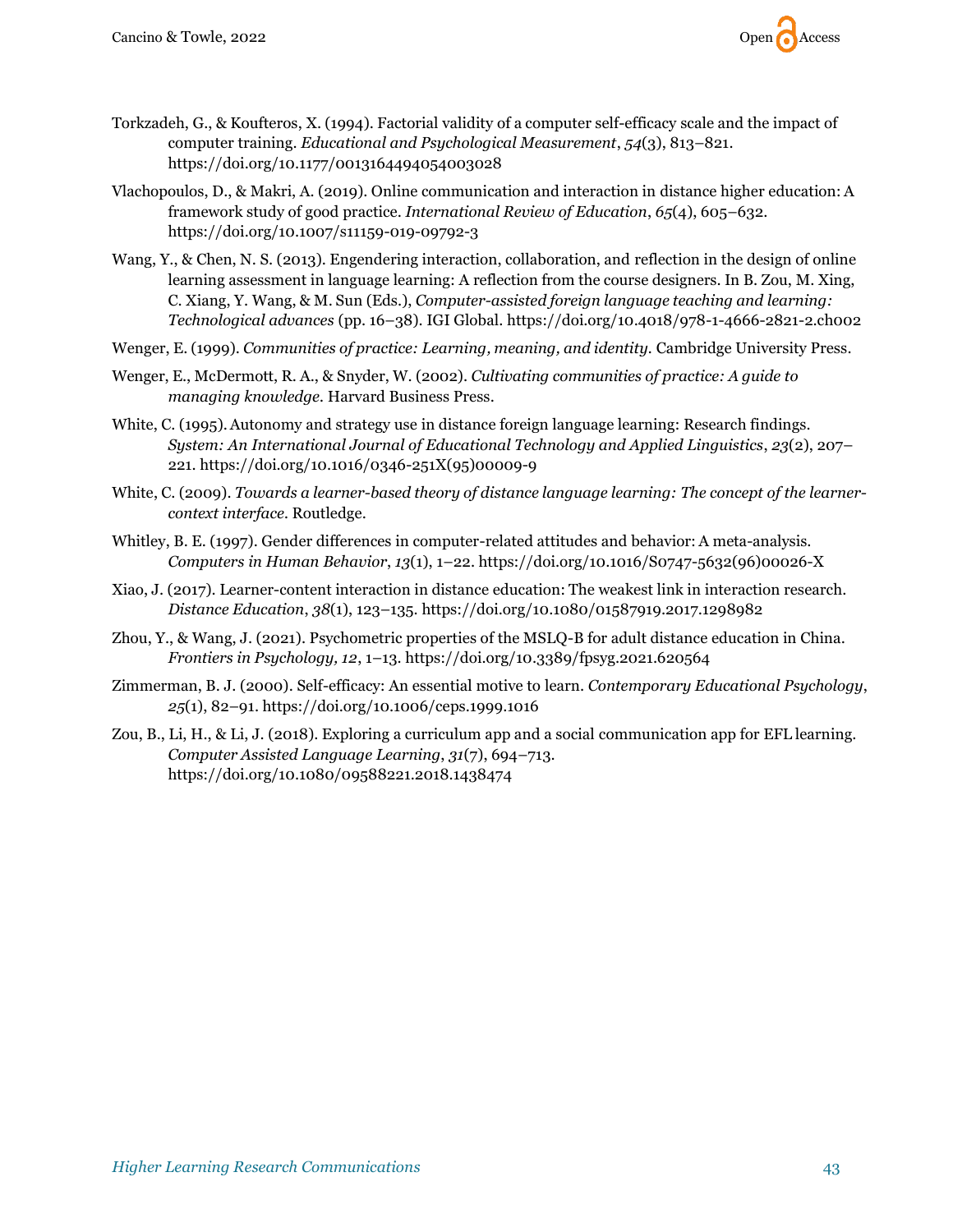Torkzadeh, G., & Koufteros, X. (1994). Factorial validity of a computer self-efficacy scale and the impact of computer training. *Educational and Psychological Measurement*, *54*(3), 813–821. https://doi.org/10.1177/0013164494054003028

Vlachopoulos, D., & Makri, A. (2019). Online communication and interaction in distance higher education: A framework study of good practice. *International Review of Education*, *65*(4), 605–632. https://doi.org/10.1007/s11159-019-09792-3

Wang, Y., & Chen, N. S. (2013). Engendering interaction, collaboration, and reflection in the design of online learning assessment in language learning: A reflection from the course designers. In B. Zou, M. Xing, C. Xiang, Y. Wang, & M. Sun (Eds.), *Computer-assisted foreign language teaching and learning: Technological advances* (pp. 16–38). IGI Global. https://doi.org/10.4018/978-1-4666-2821-2.ch002

Wenger, E. (1999). *Communities of practice: Learning, meaning, and identity*. Cambridge University Press.

Wenger, E., McDermott, R. A., & Snyder, W. (2002). *Cultivating communities of practice: A guide to managing knowledge*. Harvard Business Press.

White, C. (1995). Autonomy and strategy use in distance foreign language learning: Research findings. *System: An International Journal of Educational Technology and Applied Linguistics*, *23*(2), 207–221. https://doi.org/10.1016/0346-251X(95)00009-9

White, C. (2009). *Towards a learner-based theory of distance language learning: The concept of the learner-context interface*. Routledge.

Whitley, B. E. (1997). Gender differences in computer-related attitudes and behavior: A meta-analysis. *Computers in Human Behavior*, *13*(1), 1–22. https://doi.org/10.1016/S0747-5632(96)00026-X

Xiao, J. (2017). Learner-content interaction in distance education: The weakest link in interaction research. *Distance Education*, *38*(1), 123–135. https://doi.org/10.1080/01587919.2017.1298982

Zhou, Y., & Wang, J. (2021). Psychometric properties of the MSLQ-B for adult distance education in China. *Frontiers in Psychology, 12*, 1–13. https://doi.org/10.3389/fpsyg.2021.620564

Zimmerman, B. J. (2000). Self-efficacy: An essential motive to learn. *Contemporary Educational Psychology*, *25*(1), 82–91. https://doi.org/10.1006/ceps.1999.1016

Zou, B., Li, H., & Li, J. (2018). Exploring a curriculum app and a social communication app for EFL learning. *Computer Assisted Language Learning*, *31*(7), 694–713. https://doi.org/10.1080/09588221.2018.1438474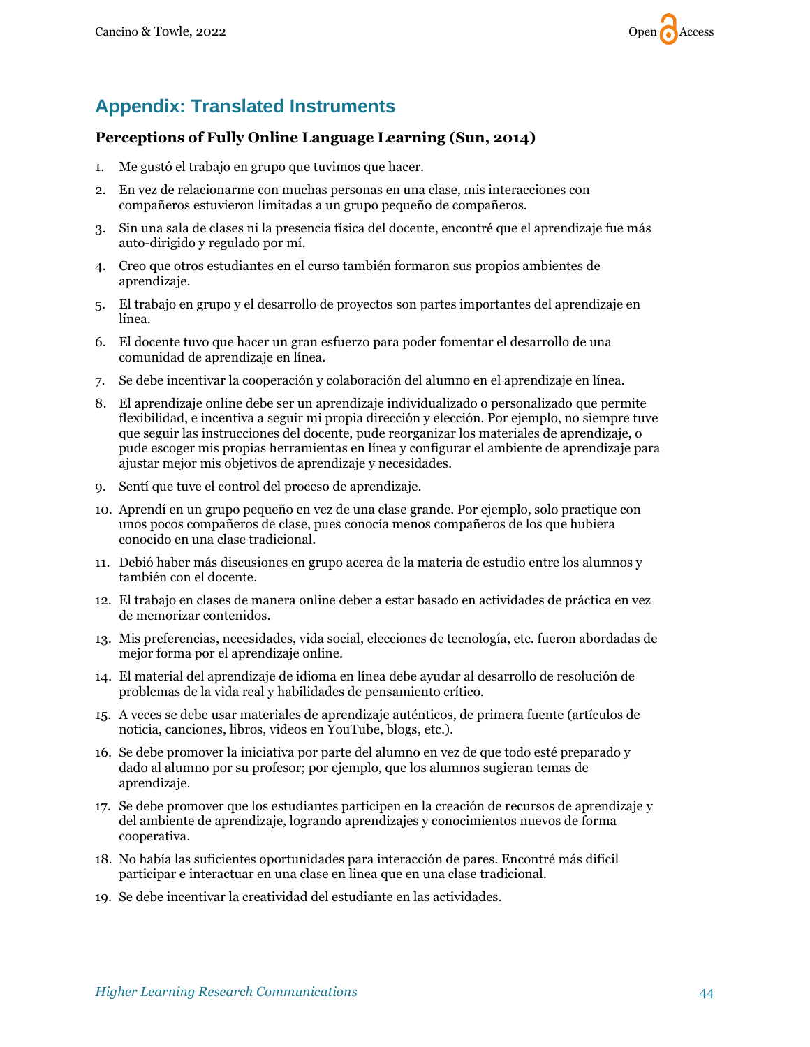## Appendix: Translated Instruments

### Perceptions of Fully Online Language Learning (Sun, 2014)

1. Me gustó el trabajo en grupo que tuvimos que hacer.
2. En vez de relacionarme con muchas personas en una clase, mis interacciones con compañeros estuvieron limitadas a un grupo pequeño de compañeros.
3. Sin una sala de clases ni la presencia física del docente, encontré que el aprendizaje fue más auto-dirigido y regulado por mí.
4. Creo que otros estudiantes en el curso también formaron sus propios ambientes de aprendizaje.
5. El trabajo en grupo y el desarrollo de proyectos son partes importantes del aprendizaje en línea.
6. El docente tuvo que hacer un gran esfuerzo para poder fomentar el desarrollo de una comunidad de aprendizaje en línea.
7. Se debe incentivar la cooperación y colaboración del alumno en el aprendizaje en línea.
8. El aprendizaje online debe ser un aprendizaje individualizado o personalizado que permite flexibilidad, e incentiva a seguir mi propia dirección y elección. Por ejemplo, no siempre tuve que seguir las instrucciones del docente, pude reorganizar los materiales de aprendizaje, o pude escoger mis propias herramientas en línea y configurar el ambiente de aprendizaje para ajustar mejor mis objetivos de aprendizaje y necesidades.
9. Sentí que tuve el control del proceso de aprendizaje.
10. Aprendí en un grupo pequeño en vez de una clase grande. Por ejemplo, solo practique con unos pocos compañeros de clase, pues conocía menos compañeros de los que hubiera conocido en una clase tradicional.
11. Debió haber más discusiones en grupo acerca de la materia de estudio entre los alumnos y también con el docente.
12. El trabajo en clases de manera online deber a estar basado en actividades de práctica en vez de memorizar contenidos.
13. Mis preferencias, necesidades, vida social, elecciones de tecnología, etc. fueron abordadas de mejor forma por el aprendizaje online.
14. El material del aprendizaje de idioma en línea debe ayudar al desarrollo de resolución de problemas de la vida real y habilidades de pensamiento crítico.
15. A veces se debe usar materiales de aprendizaje auténticos, de primera fuente (artículos de noticia, canciones, libros, videos en YouTube, blogs, etc.).
16. Se debe promover la iniciativa por parte del alumno en vez de que todo esté preparado y dado al alumno por su profesor; por ejemplo, que los alumnos sugieran temas de aprendizaje.
17. Se debe promover que los estudiantes participen en la creación de recursos de aprendizaje y del ambiente de aprendizaje, logrando aprendizajes y conocimientos nuevos de forma cooperativa.
18. No había las suficientes oportunidades para interacción de pares. Encontré más difícil participar e interactuar en una clase en linea que en una clase tradicional.
19. Se debe incentivar la creatividad del estudiante en las actividades.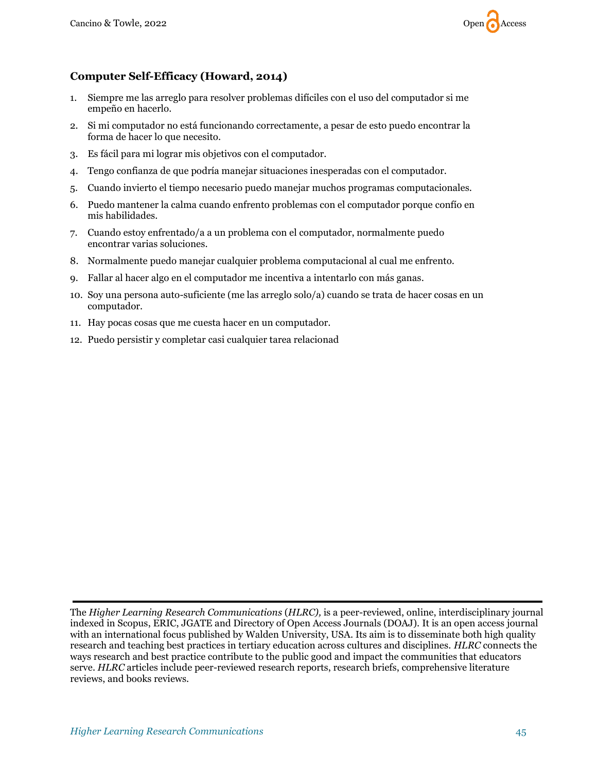### Computer Self-Efficacy (Howard, 2014)

1. Siempre me las arreglo para resolver problemas difíciles con el uso del computador si me empeño en hacerlo.
2. Si mi computador no está funcionando correctamente, a pesar de esto puedo encontrar la forma de hacer lo que necesito.
3. Es fácil para mi lograr mis objetivos con el computador.
4. Tengo confianza de que podría manejar situaciones inesperadas con el computador.
5. Cuando invierto el tiempo necesario puedo manejar muchos programas computacionales.
6. Puedo mantener la calma cuando enfrento problemas con el computador porque confío en mis habilidades.
7. Cuando estoy enfrentado/a a un problema con el computador, normalmente puedo encontrar varias soluciones.
8. Normalmente puedo manejar cualquier problema computacional al cual me enfrento.
9. Fallar al hacer algo en el computador me incentiva a intentarlo con más ganas.
10. Soy una persona auto-suficiente (me las arreglo solo/a) cuando se trata de hacer cosas en un computador.
11. Hay pocas cosas que me cuesta hacer en un computador.
12. Puedo persistir y completar casi cualquier tarea relacionad

---

The *Higher Learning Research Communications* (*HLRC),* is a peer-reviewed, online, interdisciplinary journal indexed in Scopus, ERIC, JGATE and Directory of Open Access Journals (DOAJ). It is an open access journal with an international focus published by Walden University, USA. Its aim is to disseminate both high quality research and teaching best practices in tertiary education across cultures and disciplines. *HLRC* connects the ways research and best practice contribute to the public good and impact the communities that educators serve. *HLRC* articles include peer-reviewed research reports, research briefs, comprehensive literature reviews, and books reviews.